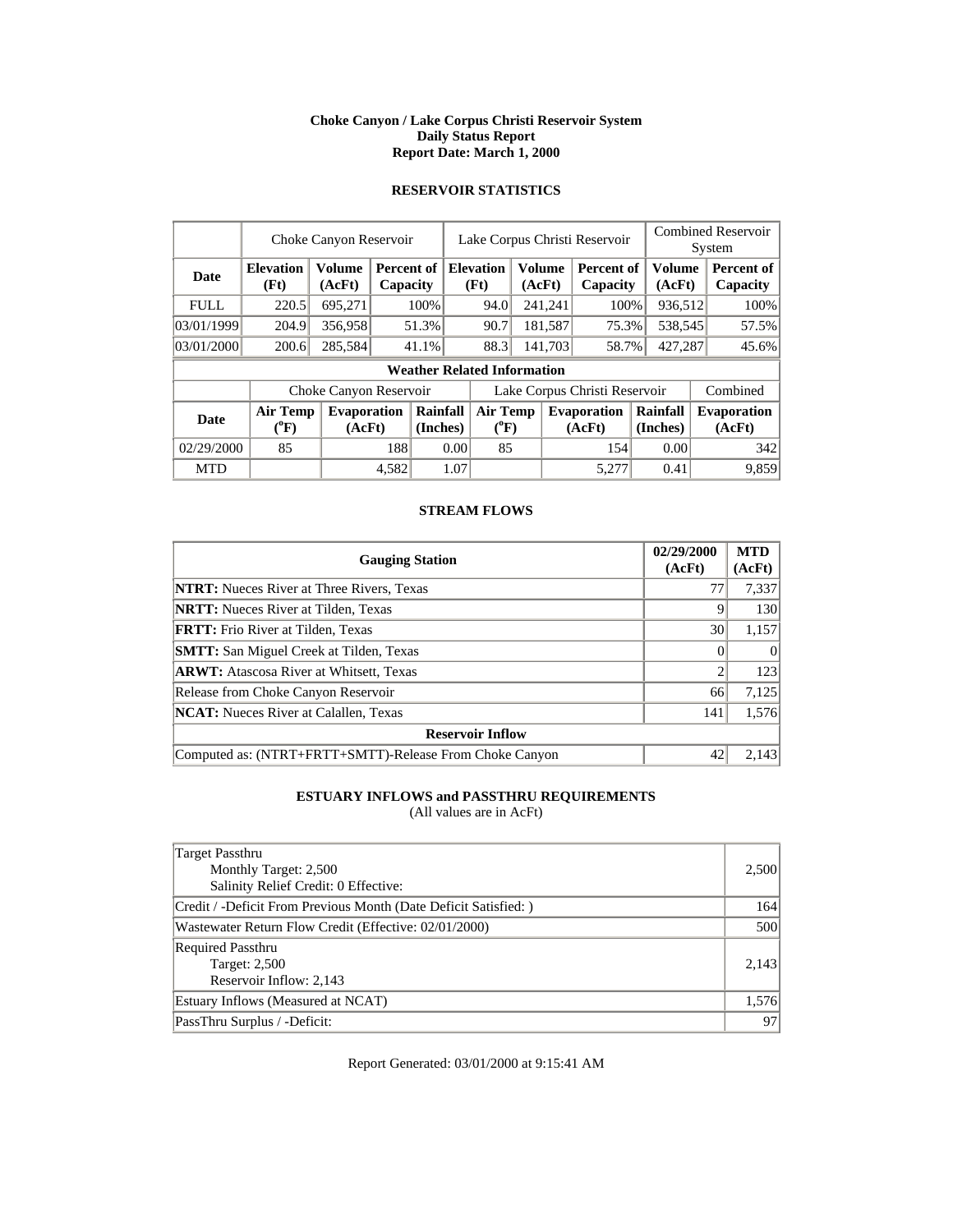**Choke Canyon / Lake Corpus Christi Reservoir System**
**Daily Status Report**
**Report Date: March 1, 2000**

## RESERVOIR STATISTICS

| | Choke Canyon Reservoir | | | Lake Corpus Christi Reservoir | | | Combined Reservoir System | |
|---|---|---|---|---|---|---|---|---|
| **Date** | **Elevation (Ft)** | **Volume (AcFt)** | **Percent of Capacity** | **Elevation (Ft)** | **Volume (AcFt)** | **Percent of Capacity** | **Volume (AcFt)** | **Percent of Capacity** |
| FULL | 220.5 | 695,271 | 100% | 94.0 | 241,241 | 100% | 936,512 | 100% |
| 03/01/1999 | 204.9 | 356,958 | 51.3% | 90.7 | 181,587 | 75.3% | 538,545 | 57.5% |
| 03/01/2000 | 200.6 | 285,584 | 41.1% | 88.3 | 141,703 | 58.7% | 427,287 | 45.6% |

**Weather Related Information**

| | Choke Canyon Reservoir | | | Lake Corpus Christi Reservoir | | | Combined |
|---|---|---|---|---|---|---|---|
| **Date** | **Air Temp ($^o$F)** | **Evaporation (AcFt)** | **Rainfall (Inches)** | **Air Temp ($^o$F)** | **Evaporation (AcFt)** | **Rainfall (Inches)** | **Evaporation (AcFt)** |
| 02/29/2000 | 85 | 188 | 0.00 | 85 | 154 | 0.00 | 342 |
| MTD | | 4,582 | 1.07 | | 5,277 | 0.41 | 9,859 |

## STREAM FLOWS

| Gauging Station | 02/29/2000 (AcFt) | MTD (AcFt) |
|---|---|---|
| **NTRT:** Nueces River at Three Rivers, Texas | 77 | 7,337 |
| **NRTT:** Nueces River at Tilden, Texas | 9 | 130 |
| **FRTT:** Frio River at Tilden, Texas | 30 | 1,157 |
| **SMTT:** San Miguel Creek at Tilden, Texas | 0 | 0 |
| **ARWT:** Atascosa River at Whitsett, Texas | 2 | 123 |
| Release from Choke Canyon Reservoir | 66 | 7,125 |
| **NCAT:** Nueces River at Calallen, Texas | 141 | 1,576 |
| **Reservoir Inflow** | | |
| Computed as: (NTRT+FRTT+SMTT)-Release From Choke Canyon | 42 | 2,143 |

## ESTUARY INFLOWS and PASSTHRU REQUIREMENTS

(All values are in AcFt)

| | |
|---|---|
| Target Passthru<br>Monthly Target: 2,500<br>Salinity Relief Credit: 0 Effective: | 2,500 |
| Credit / -Deficit From Previous Month (Date Deficit Satisfied: ) | 164 |
| Wastewater Return Flow Credit (Effective: 02/01/2000) | 500 |
| Required Passthru<br>Target: 2,500<br>Reservoir Inflow: 2,143 | 2,143 |
| Estuary Inflows (Measured at NCAT) | 1,576 |
| PassThru Surplus / -Deficit: | 97 |

Report Generated: 03/01/2000 at 9:15:41 AM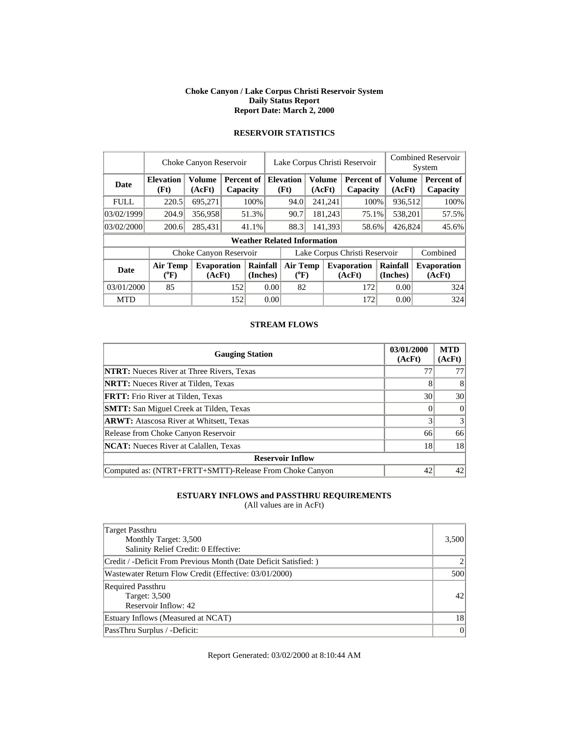**Choke Canyon / Lake Corpus Christi Reservoir System**
**Daily Status Report**
**Report Date: March 2, 2000**

## RESERVOIR STATISTICS

| | Choke Canyon Reservoir | | | Lake Corpus Christi Reservoir | | | Combined Reservoir System | |
|---|---|---|---|---|---|---|---|---|
| **Date** | **Elevation (Ft)** | **Volume (AcFt)** | **Percent of Capacity** | **Elevation (Ft)** | **Volume (AcFt)** | **Percent of Capacity** | **Volume (AcFt)** | **Percent of Capacity** |
| FULL | 220.5 | 695,271 | 100% | 94.0 | 241,241 | 100% | 936,512 | 100% |
| 03/02/1999 | 204.9 | 356,958 | 51.3% | 90.7 | 181,243 | 75.1% | 538,201 | 57.5% |
| 03/02/2000 | 200.6 | 285,431 | 41.1% | 88.3 | 141,393 | 58.6% | 426,824 | 45.6% |

**Weather Related Information**

| | Choke Canyon Reservoir | | | Lake Corpus Christi Reservoir | | | Combined |
|---|---|---|---|---|---|---|---|
| **Date** | **Air Temp (°F)** | **Evaporation (AcFt)** | **Rainfall (Inches)** | **Air Temp (°F)** | **Evaporation (AcFt)** | **Rainfall (Inches)** | **Evaporation (AcFt)** |
| 03/01/2000 | 85 | 152 | 0.00 | 82 | 172 | 0.00 | 324 |
| MTD | | 152 | 0.00 | | 172 | 0.00 | 324 |

## STREAM FLOWS

| Gauging Station | 03/01/2000 (AcFt) | MTD (AcFt) |
|---|---|---|
| **NTRT:** Nueces River at Three Rivers, Texas | 77 | 77 |
| **NRTT:** Nueces River at Tilden, Texas | 8 | 8 |
| **FRTT:** Frio River at Tilden, Texas | 30 | 30 |
| **SMTT:** San Miguel Creek at Tilden, Texas | 0 | 0 |
| **ARWT:** Atascosa River at Whitsett, Texas | 3 | 3 |
| Release from Choke Canyon Reservoir | 66 | 66 |
| **NCAT:** Nueces River at Calallen, Texas | 18 | 18 |
| **Reservoir Inflow** | | |
| Computed as: (NTRT+FRTT+SMTT)-Release From Choke Canyon | 42 | 42 |

## ESTUARY INFLOWS and PASSTHRU REQUIREMENTS

(All values are in AcFt)

| | |
|---|---|
| Target Passthru<br>Monthly Target: 3,500<br>Salinity Relief Credit: 0 Effective: | 3,500 |
| Credit / -Deficit From Previous Month (Date Deficit Satisfied: ) | 2 |
| Wastewater Return Flow Credit (Effective: 03/01/2000) | 500 |
| Required Passthru<br>Target: 3,500<br>Reservoir Inflow: 42 | 42 |
| Estuary Inflows (Measured at NCAT) | 18 |
| PassThru Surplus / -Deficit: | 0 |

Report Generated: 03/02/2000 at 8:10:44 AM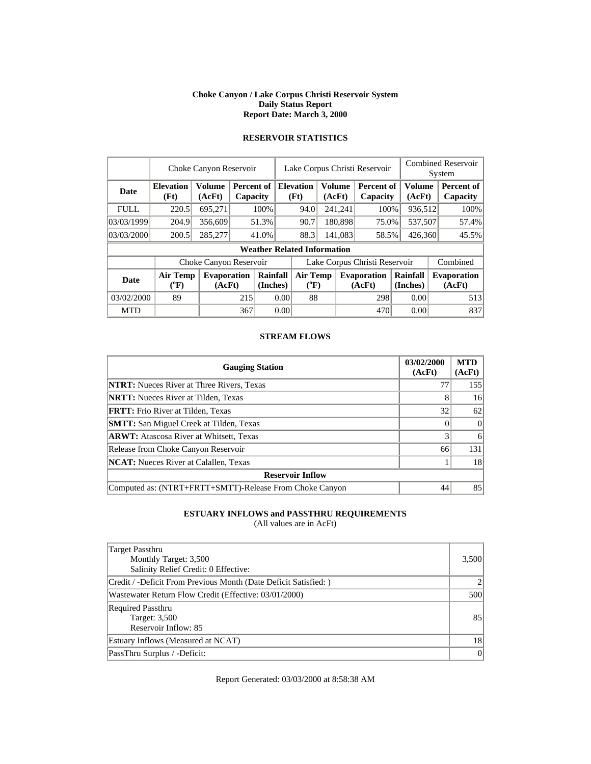**Choke Canyon / Lake Corpus Christi Reservoir System**
**Daily Status Report**
**Report Date: March 3, 2000**

## RESERVOIR STATISTICS

| | Choke Canyon Reservoir | | | Lake Corpus Christi Reservoir | | | Combined Reservoir System | |
|---|---|---|---|---|---|---|---|---|
| **Date** | **Elevation (Ft)** | **Volume (AcFt)** | **Percent of Capacity** | **Elevation (Ft)** | **Volume (AcFt)** | **Percent of Capacity** | **Volume (AcFt)** | **Percent of Capacity** |
| FULL | 220.5 | 695,271 | 100% | 94.0 | 241,241 | 100% | 936,512 | 100% |
| 03/03/1999 | 204.9 | 356,609 | 51.3% | 90.7 | 180,898 | 75.0% | 537,507 | 57.4% |
| 03/03/2000 | 200.5 | 285,277 | 41.0% | 88.3 | 141,083 | 58.5% | 426,360 | 45.5% |

**Weather Related Information**

| | Choke Canyon Reservoir | | | Lake Corpus Christi Reservoir | | | Combined |
|---|---|---|---|---|---|---|---|
| **Date** | **Air Temp (°F)** | **Evaporation (AcFt)** | **Rainfall (Inches)** | **Air Temp (°F)** | **Evaporation (AcFt)** | **Rainfall (Inches)** | **Evaporation (AcFt)** |
| 03/02/2000 | 89 | 215 | 0.00 | 88 | 298 | 0.00 | 513 |
| MTD | | 367 | 0.00 | | 470 | 0.00 | 837 |

## STREAM FLOWS

| Gauging Station | 03/02/2000 (AcFt) | MTD (AcFt) |
|---|---|---|
| **NTRT:** Nueces River at Three Rivers, Texas | 77 | 155 |
| **NRTT:** Nueces River at Tilden, Texas | 8 | 16 |
| **FRTT:** Frio River at Tilden, Texas | 32 | 62 |
| **SMTT:** San Miguel Creek at Tilden, Texas | 0 | 0 |
| **ARWT:** Atascosa River at Whitsett, Texas | 3 | 6 |
| Release from Choke Canyon Reservoir | 66 | 131 |
| **NCAT:** Nueces River at Calallen, Texas | 1 | 18 |
| **Reservoir Inflow** | | |
| Computed as: (NTRT+FRTT+SMTT)-Release From Choke Canyon | 44 | 85 |

## ESTUARY INFLOWS and PASSTHRU REQUIREMENTS

(All values are in AcFt)

| | |
|---|---|
| Target Passthru<br>Monthly Target: 3,500<br>Salinity Relief Credit: 0 Effective: | 3,500 |
| Credit / -Deficit From Previous Month (Date Deficit Satisfied: ) | 2 |
| Wastewater Return Flow Credit (Effective: 03/01/2000) | 500 |
| Required Passthru<br>Target: 3,500<br>Reservoir Inflow: 85 | 85 |
| Estuary Inflows (Measured at NCAT) | 18 |
| PassThru Surplus / -Deficit: | 0 |

Report Generated: 03/03/2000 at 8:58:38 AM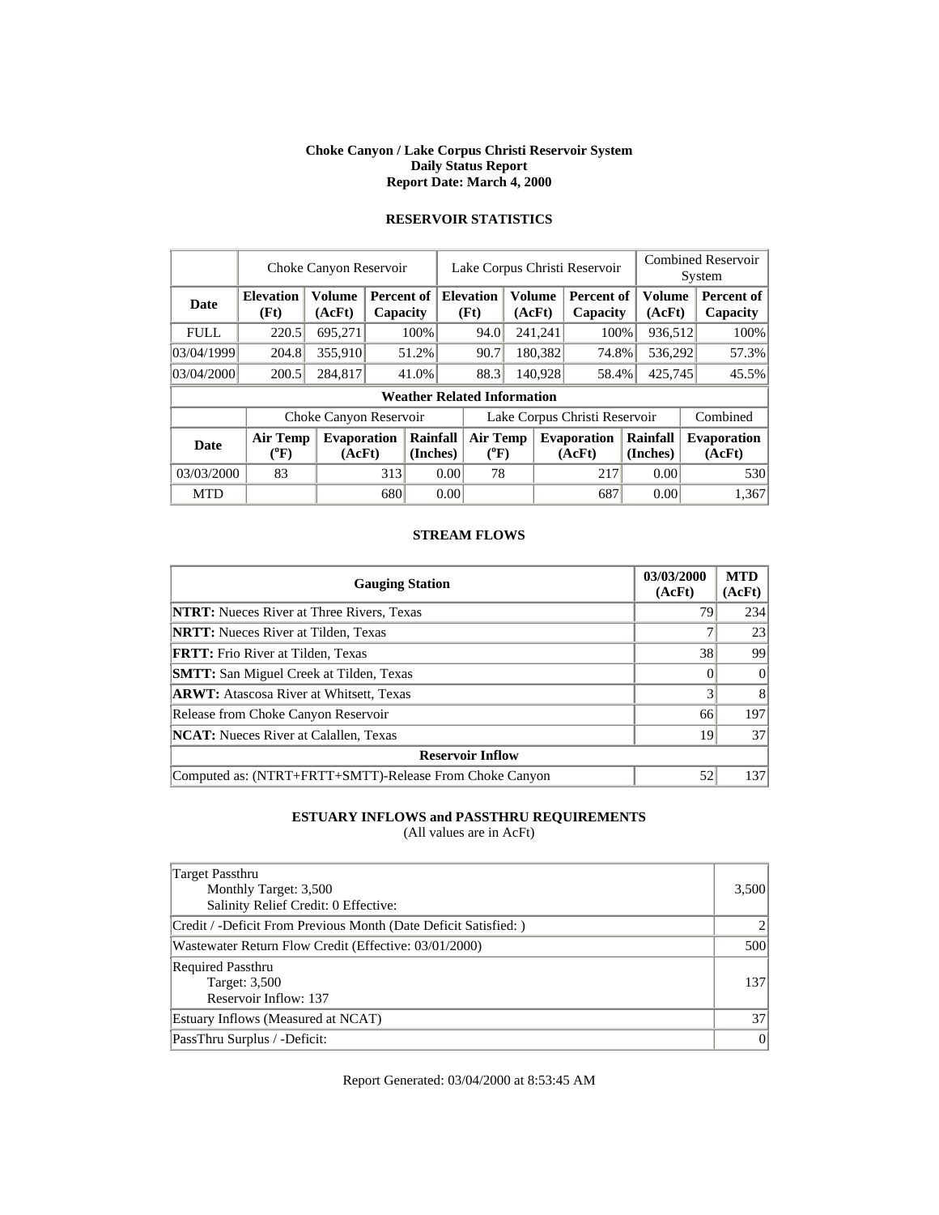**Choke Canyon / Lake Corpus Christi Reservoir System**
**Daily Status Report**
**Report Date: March 4, 2000**

### RESERVOIR STATISTICS

| | Choke Canyon Reservoir | | | Lake Corpus Christi Reservoir | | | Combined Reservoir System | |
|---|---|---|---|---|---|---|---|---|
| **Date** | **Elevation (Ft)** | **Volume (AcFt)** | **Percent of Capacity** | **Elevation (Ft)** | **Volume (AcFt)** | **Percent of Capacity** | **Volume (AcFt)** | **Percent of Capacity** |
| FULL | 220.5 | 695,271 | 100% | 94.0 | 241,241 | 100% | 936,512 | 100% |
| 03/04/1999 | 204.8 | 355,910 | 51.2% | 90.7 | 180,382 | 74.8% | 536,292 | 57.3% |
| 03/04/2000 | 200.5 | 284,817 | 41.0% | 88.3 | 140,928 | 58.4% | 425,745 | 45.5% |

**Weather Related Information**

| | Choke Canyon Reservoir | | | Lake Corpus Christi Reservoir | | | Combined |
|---|---|---|---|---|---|---|---|
| **Date** | **Air Temp (ºF)** | **Evaporation (AcFt)** | **Rainfall (Inches)** | **Air Temp (ºF)** | **Evaporation (AcFt)** | **Rainfall (Inches)** | **Evaporation (AcFt)** |
| 03/03/2000 | 83 | 313 | 0.00 | 78 | 217 | 0.00 | 530 |
| MTD | | 680 | 0.00 | | 687 | 0.00 | 1,367 |

### STREAM FLOWS

| Gauging Station | 03/03/2000 (AcFt) | MTD (AcFt) |
|---|---|---|
| **NTRT:** Nueces River at Three Rivers, Texas | 79 | 234 |
| **NRTT:** Nueces River at Tilden, Texas | 7 | 23 |
| **FRTT:** Frio River at Tilden, Texas | 38 | 99 |
| **SMTT:** San Miguel Creek at Tilden, Texas | 0 | 0 |
| **ARWT:** Atascosa River at Whitsett, Texas | 3 | 8 |
| Release from Choke Canyon Reservoir | 66 | 197 |
| **NCAT:** Nueces River at Calallen, Texas | 19 | 37 |
| **Reservoir Inflow** | | |
| Computed as: (NTRT+FRTT+SMTT)-Release From Choke Canyon | 52 | 137 |

### ESTUARY INFLOWS and PASSTHRU REQUIREMENTS
(All values are in AcFt)

| | |
|---|---|
| Target Passthru<br>Monthly Target: 3,500<br>Salinity Relief Credit: 0 Effective: | 3,500 |
| Credit / -Deficit From Previous Month (Date Deficit Satisfied: ) | 2 |
| Wastewater Return Flow Credit (Effective: 03/01/2000) | 500 |
| Required Passthru<br>Target: 3,500<br>Reservoir Inflow: 137 | 137 |
| Estuary Inflows (Measured at NCAT) | 37 |
| PassThru Surplus / -Deficit: | 0 |

Report Generated: 03/04/2000 at 8:53:45 AM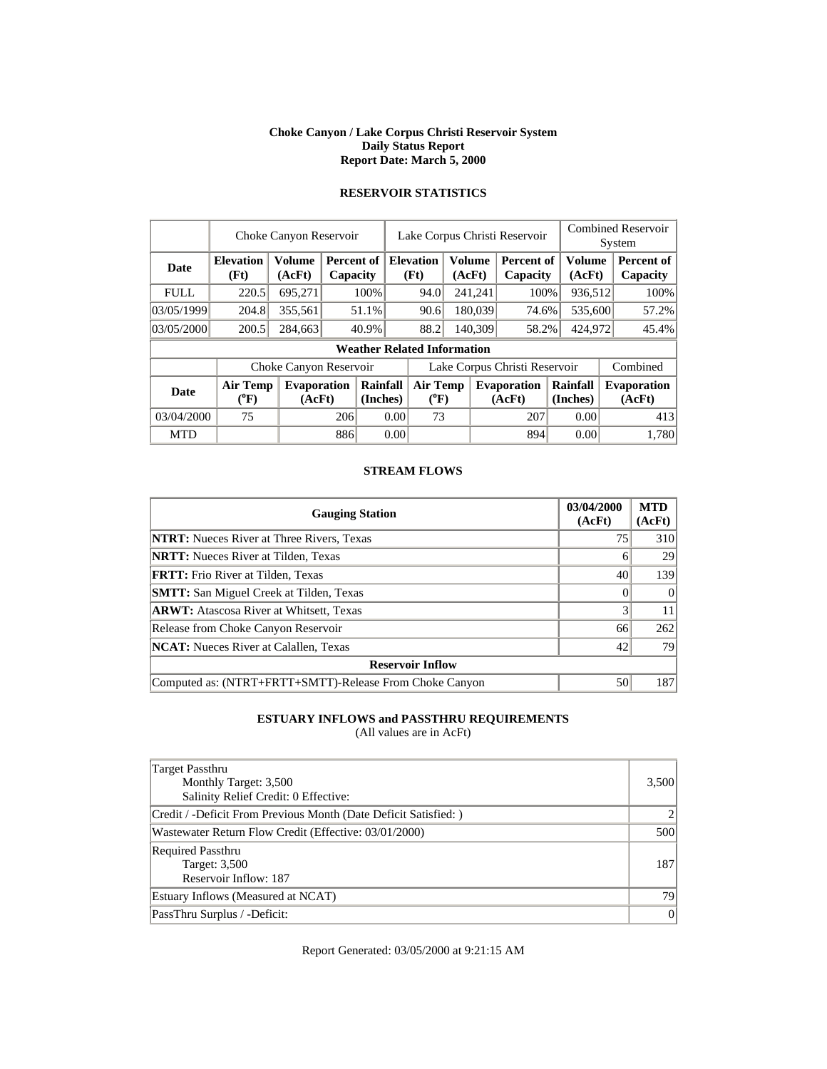**Choke Canyon / Lake Corpus Christi Reservoir System**
**Daily Status Report**
**Report Date: March 5, 2000**

## RESERVOIR STATISTICS

| | Choke Canyon Reservoir | | | Lake Corpus Christi Reservoir | | | Combined Reservoir System | |
|---|---|---|---|---|---|---|---|---|
| **Date** | **Elevation (Ft)** | **Volume (AcFt)** | **Percent of Capacity** | **Elevation (Ft)** | **Volume (AcFt)** | **Percent of Capacity** | **Volume (AcFt)** | **Percent of Capacity** |
| FULL | 220.5 | 695,271 | 100% | 94.0 | 241,241 | 100% | 936,512 | 100% |
| 03/05/1999 | 204.8 | 355,561 | 51.1% | 90.6 | 180,039 | 74.6% | 535,600 | 57.2% |
| 03/05/2000 | 200.5 | 284,663 | 40.9% | 88.2 | 140,309 | 58.2% | 424,972 | 45.4% |

**Weather Related Information**

| | Choke Canyon Reservoir | | | Lake Corpus Christi Reservoir | | | Combined |
|---|---|---|---|---|---|---|---|
| **Date** | **Air Temp (°F)** | **Evaporation (AcFt)** | **Rainfall (Inches)** | **Air Temp (°F)** | **Evaporation (AcFt)** | **Rainfall (Inches)** | **Evaporation (AcFt)** |
| 03/04/2000 | 75 | 206 | 0.00 | 73 | 207 | 0.00 | 413 |
| MTD | | 886 | 0.00 | | 894 | 0.00 | 1,780 |

## STREAM FLOWS

| Gauging Station | 03/04/2000 (AcFt) | MTD (AcFt) |
|---|---|---|
| **NTRT:** Nueces River at Three Rivers, Texas | 75 | 310 |
| **NRTT:** Nueces River at Tilden, Texas | 6 | 29 |
| **FRTT:** Frio River at Tilden, Texas | 40 | 139 |
| **SMTT:** San Miguel Creek at Tilden, Texas | 0 | 0 |
| **ARWT:** Atascosa River at Whitsett, Texas | 3 | 11 |
| Release from Choke Canyon Reservoir | 66 | 262 |
| **NCAT:** Nueces River at Calallen, Texas | 42 | 79 |
| **Reservoir Inflow** | | |
| Computed as: (NTRT+FRTT+SMTT)-Release From Choke Canyon | 50 | 187 |

## ESTUARY INFLOWS and PASSTHRU REQUIREMENTS

(All values are in AcFt)

| | |
|---|---|
| Target Passthru<br>Monthly Target: 3,500<br>Salinity Relief Credit: 0 Effective: | 3,500 |
| Credit / -Deficit From Previous Month (Date Deficit Satisfied: ) | 2 |
| Wastewater Return Flow Credit (Effective: 03/01/2000) | 500 |
| Required Passthru<br>Target: 3,500<br>Reservoir Inflow: 187 | 187 |
| Estuary Inflows (Measured at NCAT) | 79 |
| PassThru Surplus / -Deficit: | 0 |

Report Generated: 03/05/2000 at 9:21:15 AM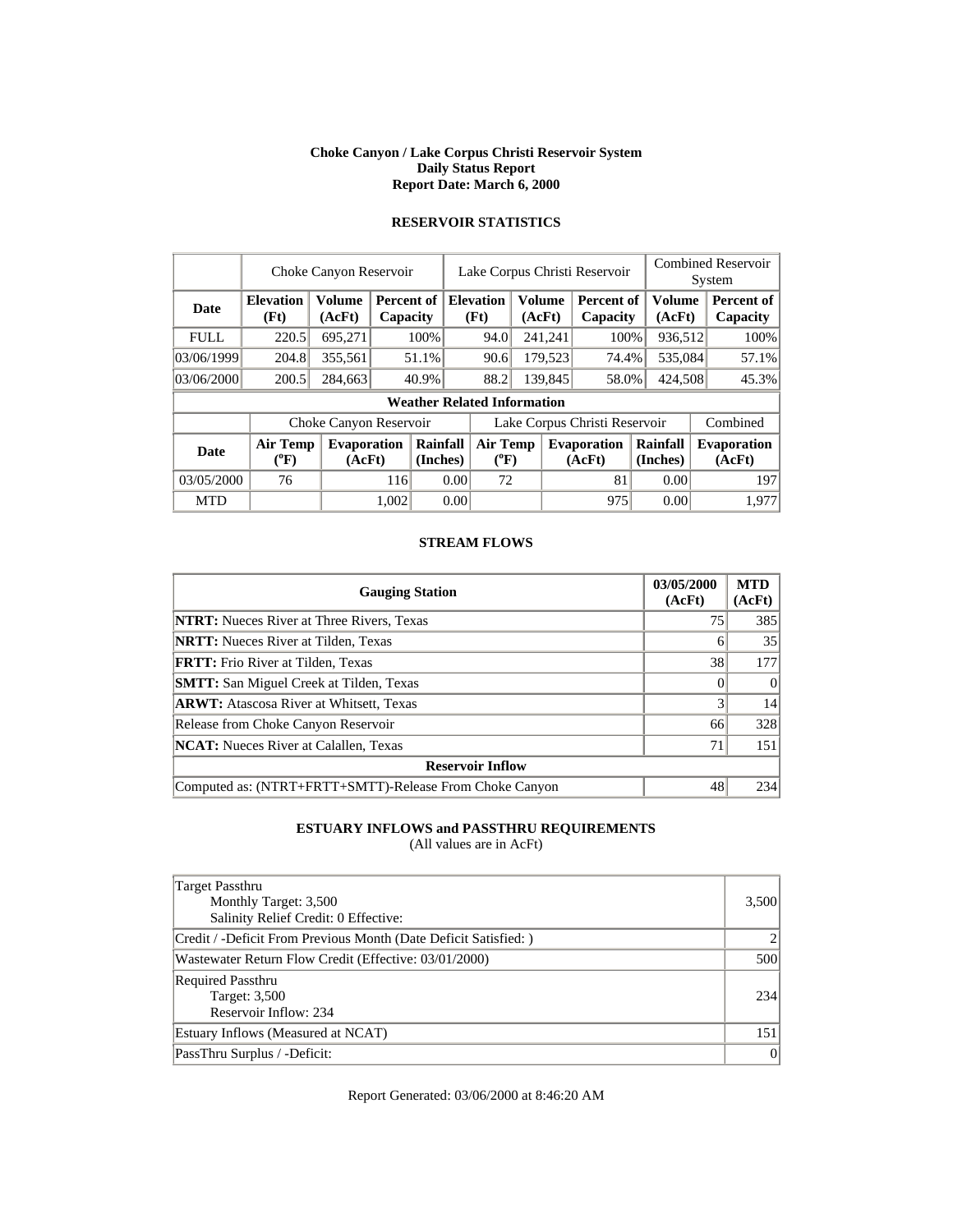**Choke Canyon / Lake Corpus Christi Reservoir System**
**Daily Status Report**
**Report Date: March 6, 2000**

## RESERVOIR STATISTICS

| | Choke Canyon Reservoir | | | Lake Corpus Christi Reservoir | | | Combined Reservoir System | |
|---|---|---|---|---|---|---|---|---|
| **Date** | **Elevation (Ft)** | **Volume (AcFt)** | **Percent of Capacity** | **Elevation (Ft)** | **Volume (AcFt)** | **Percent of Capacity** | **Volume (AcFt)** | **Percent of Capacity** |
| FULL | 220.5 | 695,271 | 100% | 94.0 | 241,241 | 100% | 936,512 | 100% |
| 03/06/1999 | 204.8 | 355,561 | 51.1% | 90.6 | 179,523 | 74.4% | 535,084 | 57.1% |
| 03/06/2000 | 200.5 | 284,663 | 40.9% | 88.2 | 139,845 | 58.0% | 424,508 | 45.3% |

**Weather Related Information**

| | Choke Canyon Reservoir | | | Lake Corpus Christi Reservoir | | | Combined |
|---|---|---|---|---|---|---|---|
| **Date** | **Air Temp (°F)** | **Evaporation (AcFt)** | **Rainfall (Inches)** | **Air Temp (°F)** | **Evaporation (AcFt)** | **Rainfall (Inches)** | **Evaporation (AcFt)** |
| 03/05/2000 | 76 | 116 | 0.00 | 72 | 81 | 0.00 | 197 |
| MTD | | 1,002 | 0.00 | | 975 | 0.00 | 1,977 |

## STREAM FLOWS

| Gauging Station | 03/05/2000 (AcFt) | MTD (AcFt) |
|---|---|---|
| **NTRT:** Nueces River at Three Rivers, Texas | 75 | 385 |
| **NRTT:** Nueces River at Tilden, Texas | 6 | 35 |
| **FRTT:** Frio River at Tilden, Texas | 38 | 177 |
| **SMTT:** San Miguel Creek at Tilden, Texas | 0 | 0 |
| **ARWT:** Atascosa River at Whitsett, Texas | 3 | 14 |
| Release from Choke Canyon Reservoir | 66 | 328 |
| **NCAT:** Nueces River at Calallen, Texas | 71 | 151 |
| **Reservoir Inflow** | | |
| Computed as: (NTRT+FRTT+SMTT)-Release From Choke Canyon | 48 | 234 |

## ESTUARY INFLOWS and PASSTHRU REQUIREMENTS

(All values are in AcFt)

| | |
|---|---|
| Target Passthru<br>Monthly Target: 3,500<br>Salinity Relief Credit: 0 Effective: | 3,500 |
| Credit / -Deficit From Previous Month (Date Deficit Satisfied: ) | 2 |
| Wastewater Return Flow Credit (Effective: 03/01/2000) | 500 |
| Required Passthru<br>Target: 3,500<br>Reservoir Inflow: 234 | 234 |
| Estuary Inflows (Measured at NCAT) | 151 |
| PassThru Surplus / -Deficit: | 0 |

Report Generated: 03/06/2000 at 8:46:20 AM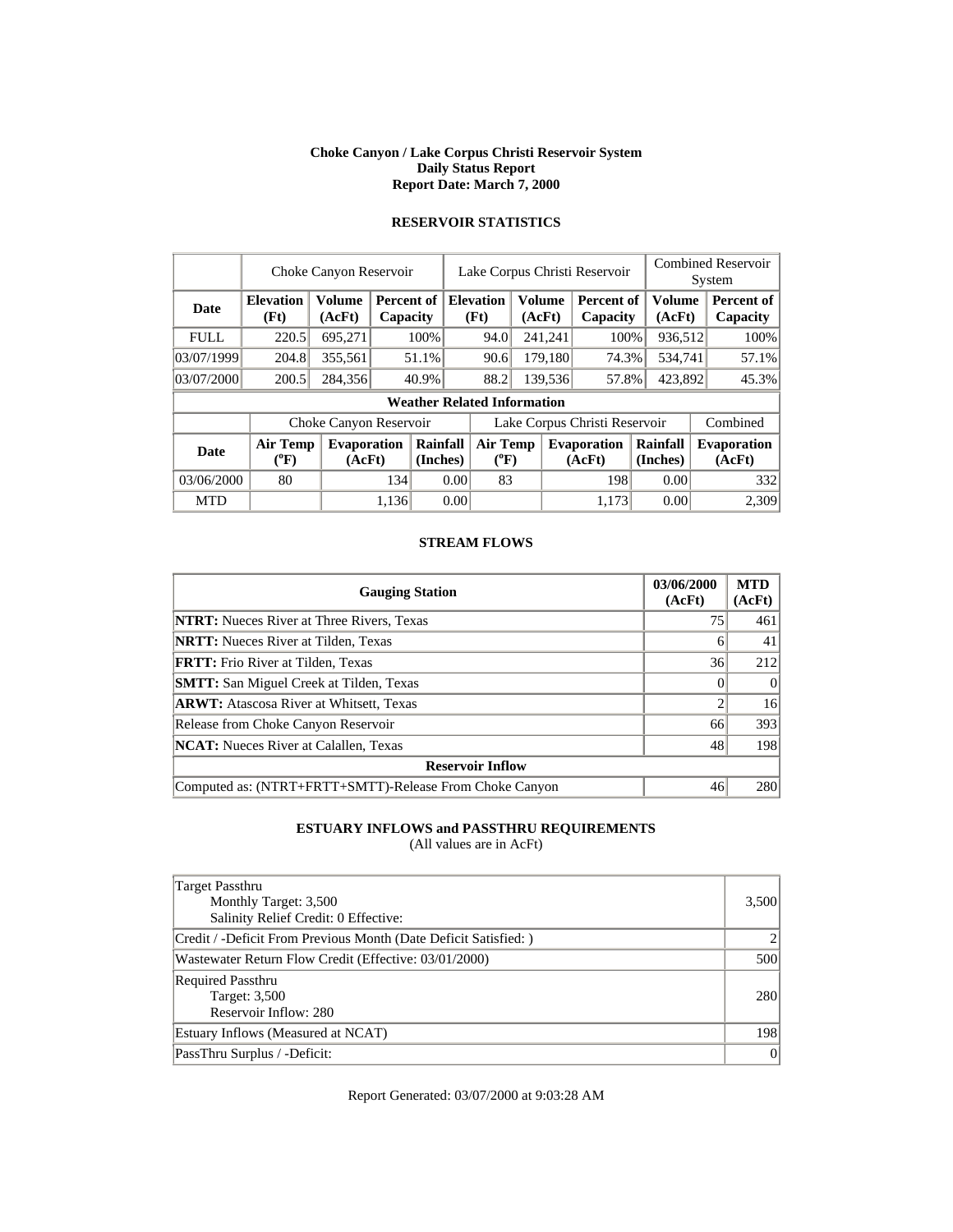**Choke Canyon / Lake Corpus Christi Reservoir System**
**Daily Status Report**
**Report Date: March 7, 2000**

## RESERVOIR STATISTICS

| | Choke Canyon Reservoir | | | Lake Corpus Christi Reservoir | | | Combined Reservoir System | |
|---|---|---|---|---|---|---|---|---|
| **Date** | **Elevation (Ft)** | **Volume (AcFt)** | **Percent of Capacity** | **Elevation (Ft)** | **Volume (AcFt)** | **Percent of Capacity** | **Volume (AcFt)** | **Percent of Capacity** |
| FULL | 220.5 | 695,271 | 100% | 94.0 | 241,241 | 100% | 936,512 | 100% |
| 03/07/1999 | 204.8 | 355,561 | 51.1% | 90.6 | 179,180 | 74.3% | 534,741 | 57.1% |
| 03/07/2000 | 200.5 | 284,356 | 40.9% | 88.2 | 139,536 | 57.8% | 423,892 | 45.3% |

**Weather Related Information**

| | Choke Canyon Reservoir | | | Lake Corpus Christi Reservoir | | | Combined |
|---|---|---|---|---|---|---|---|
| **Date** | **Air Temp (°F)** | **Evaporation (AcFt)** | **Rainfall (Inches)** | **Air Temp (°F)** | **Evaporation (AcFt)** | **Rainfall (Inches)** | **Evaporation (AcFt)** |
| 03/06/2000 | 80 | 134 | 0.00 | 83 | 198 | 0.00 | 332 |
| MTD | | 1,136 | 0.00 | | 1,173 | 0.00 | 2,309 |

## STREAM FLOWS

| Gauging Station | 03/06/2000 (AcFt) | MTD (AcFt) |
|---|---|---|
| **NTRT:** Nueces River at Three Rivers, Texas | 75 | 461 |
| **NRTT:** Nueces River at Tilden, Texas | 6 | 41 |
| **FRTT:** Frio River at Tilden, Texas | 36 | 212 |
| **SMTT:** San Miguel Creek at Tilden, Texas | 0 | 0 |
| **ARWT:** Atascosa River at Whitsett, Texas | 2 | 16 |
| Release from Choke Canyon Reservoir | 66 | 393 |
| **NCAT:** Nueces River at Calallen, Texas | 48 | 198 |
| **Reservoir Inflow** | | |
| Computed as: (NTRT+FRTT+SMTT)-Release From Choke Canyon | 46 | 280 |

## ESTUARY INFLOWS and PASSTHRU REQUIREMENTS

(All values are in AcFt)

| | |
|---|---|
| Target Passthru<br>Monthly Target: 3,500<br>Salinity Relief Credit: 0 Effective: | 3,500 |
| Credit / -Deficit From Previous Month (Date Deficit Satisfied: ) | 2 |
| Wastewater Return Flow Credit (Effective: 03/01/2000) | 500 |
| Required Passthru<br>Target: 3,500<br>Reservoir Inflow: 280 | 280 |
| Estuary Inflows (Measured at NCAT) | 198 |
| PassThru Surplus / -Deficit: | 0 |

Report Generated: 03/07/2000 at 9:03:28 AM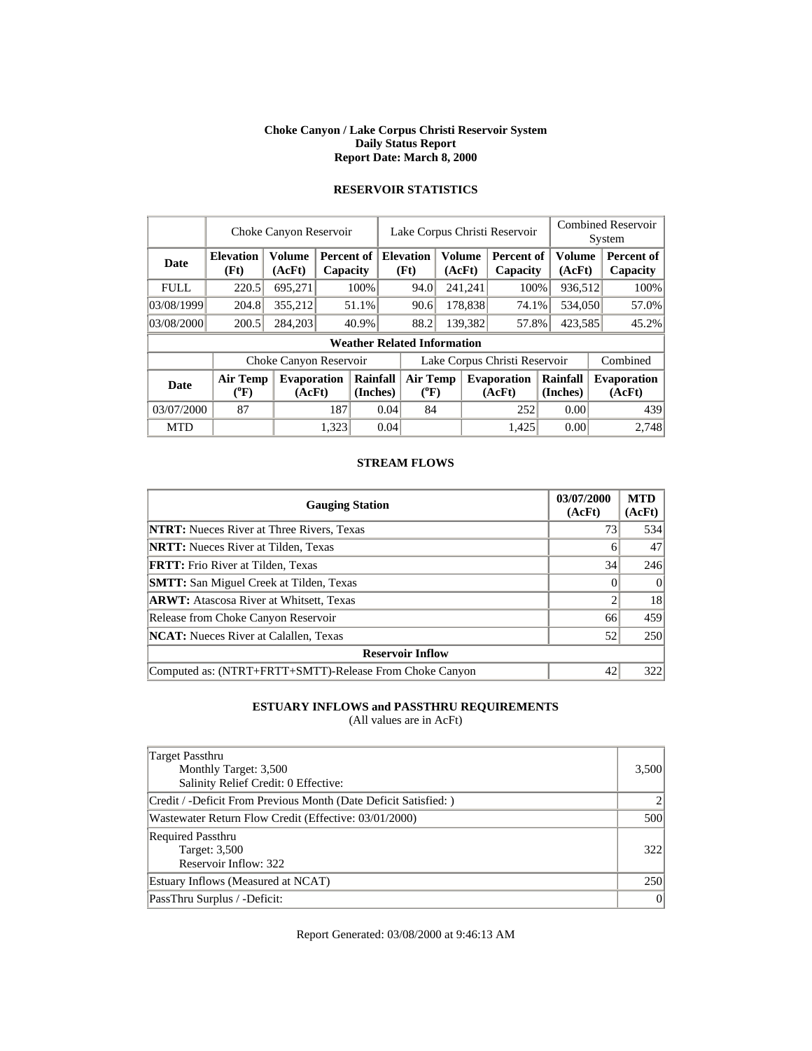**Choke Canyon / Lake Corpus Christi Reservoir System**
**Daily Status Report**
**Report Date: March 8, 2000**

## RESERVOIR STATISTICS

| | Choke Canyon Reservoir | | | Lake Corpus Christi Reservoir | | | Combined Reservoir System | |
|---|---|---|---|---|---|---|---|---|
| **Date** | **Elevation (Ft)** | **Volume (AcFt)** | **Percent of Capacity** | **Elevation (Ft)** | **Volume (AcFt)** | **Percent of Capacity** | **Volume (AcFt)** | **Percent of Capacity** |
| FULL | 220.5 | 695,271 | 100% | 94.0 | 241,241 | 100% | 936,512 | 100% |
| 03/08/1999 | 204.8 | 355,212 | 51.1% | 90.6 | 178,838 | 74.1% | 534,050 | 57.0% |
| 03/08/2000 | 200.5 | 284,203 | 40.9% | 88.2 | 139,382 | 57.8% | 423,585 | 45.2% |

**Weather Related Information**

| | Choke Canyon Reservoir | | | Lake Corpus Christi Reservoir | | | Combined |
|---|---|---|---|---|---|---|---|
| **Date** | **Air Temp (°F)** | **Evaporation (AcFt)** | **Rainfall (Inches)** | **Air Temp (°F)** | **Evaporation (AcFt)** | **Rainfall (Inches)** | **Evaporation (AcFt)** |
| 03/07/2000 | 87 | 187 | 0.04 | 84 | 252 | 0.00 | 439 |
| MTD | | 1,323 | 0.04 | | 1,425 | 0.00 | 2,748 |

## STREAM FLOWS

| Gauging Station | 03/07/2000 (AcFt) | MTD (AcFt) |
|---|---|---|
| **NTRT:** Nueces River at Three Rivers, Texas | 73 | 534 |
| **NRTT:** Nueces River at Tilden, Texas | 6 | 47 |
| **FRTT:** Frio River at Tilden, Texas | 34 | 246 |
| **SMTT:** San Miguel Creek at Tilden, Texas | 0 | 0 |
| **ARWT:** Atascosa River at Whitsett, Texas | 2 | 18 |
| Release from Choke Canyon Reservoir | 66 | 459 |
| **NCAT:** Nueces River at Calallen, Texas | 52 | 250 |
| **Reservoir Inflow** | | |
| Computed as: (NTRT+FRTT+SMTT)-Release From Choke Canyon | 42 | 322 |

## ESTUARY INFLOWS and PASSTHRU REQUIREMENTS

(All values are in AcFt)

| | |
|---|---|
| Target Passthru<br>Monthly Target: 3,500<br>Salinity Relief Credit: 0 Effective: | 3,500 |
| Credit / -Deficit From Previous Month (Date Deficit Satisfied: ) | 2 |
| Wastewater Return Flow Credit (Effective: 03/01/2000) | 500 |
| Required Passthru<br>Target: 3,500<br>Reservoir Inflow: 322 | 322 |
| Estuary Inflows (Measured at NCAT) | 250 |
| PassThru Surplus / -Deficit: | 0 |

Report Generated: 03/08/2000 at 9:46:13 AM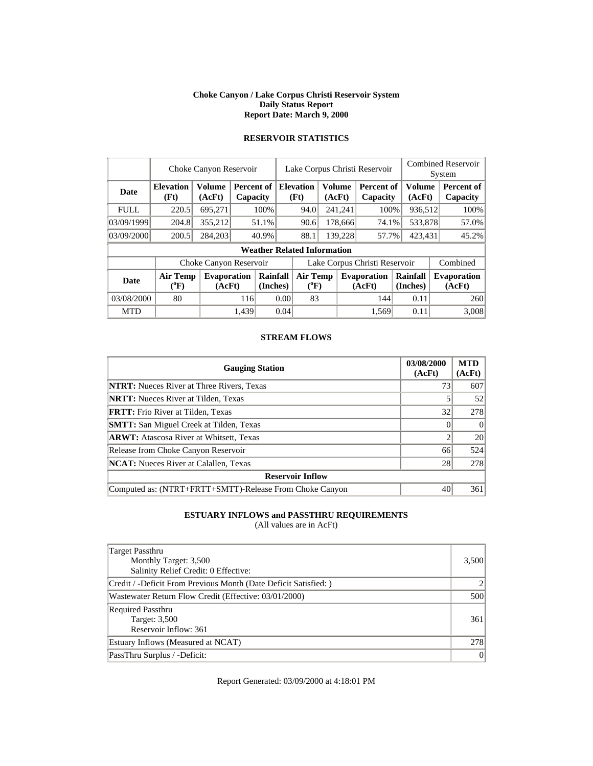# Choke Canyon / Lake Corpus Christi Reservoir System
## Daily Status Report
## Report Date: March 9, 2000

### RESERVOIR STATISTICS

| | Choke Canyon Reservoir | | | Lake Corpus Christi Reservoir | | | Combined Reservoir System | |
|---|---|---|---|---|---|---|---|---|
| **Date** | **Elevation (Ft)** | **Volume (AcFt)** | **Percent of Capacity** | **Elevation (Ft)** | **Volume (AcFt)** | **Percent of Capacity** | **Volume (AcFt)** | **Percent of Capacity** |
| FULL | 220.5 | 695,271 | 100% | 94.0 | 241,241 | 100% | 936,512 | 100% |
| 03/09/1999 | 204.8 | 355,212 | 51.1% | 90.6 | 178,666 | 74.1% | 533,878 | 57.0% |
| 03/09/2000 | 200.5 | 284,203 | 40.9% | 88.1 | 139,228 | 57.7% | 423,431 | 45.2% |

**Weather Related Information**

| | Choke Canyon Reservoir | | | Lake Corpus Christi Reservoir | | | Combined |
|---|---|---|---|---|---|---|---|
| **Date** | **Air Temp (°F)** | **Evaporation (AcFt)** | **Rainfall (Inches)** | **Air Temp (°F)** | **Evaporation (AcFt)** | **Rainfall (Inches)** | **Evaporation (AcFt)** |
| 03/08/2000 | 80 | 116 | 0.00 | 83 | 144 | 0.11 | 260 |
| MTD | | 1,439 | 0.04 | | 1,569 | 0.11 | 3,008 |

### STREAM FLOWS

| Gauging Station | 03/08/2000 (AcFt) | MTD (AcFt) |
|---|---|---|
| **NTRT:** Nueces River at Three Rivers, Texas | 73 | 607 |
| **NRTT:** Nueces River at Tilden, Texas | 5 | 52 |
| **FRTT:** Frio River at Tilden, Texas | 32 | 278 |
| **SMTT:** San Miguel Creek at Tilden, Texas | 0 | 0 |
| **ARWT:** Atascosa River at Whitsett, Texas | 2 | 20 |
| Release from Choke Canyon Reservoir | 66 | 524 |
| **NCAT:** Nueces River at Calallen, Texas | 28 | 278 |
| **Reservoir Inflow** | | |
| Computed as: (NTRT+FRTT+SMTT)-Release From Choke Canyon | 40 | 361 |

### ESTUARY INFLOWS and PASSTHRU REQUIREMENTS
(All values are in AcFt)

| | |
|---|---|
| Target Passthru<br>Monthly Target: 3,500<br>Salinity Relief Credit: 0 Effective: | 3,500 |
| Credit / -Deficit From Previous Month (Date Deficit Satisfied: ) | 2 |
| Wastewater Return Flow Credit (Effective: 03/01/2000) | 500 |
| Required Passthru<br>Target: 3,500<br>Reservoir Inflow: 361 | 361 |
| Estuary Inflows (Measured at NCAT) | 278 |
| PassThru Surplus / -Deficit: | 0 |

Report Generated: 03/09/2000 at 4:18:01 PM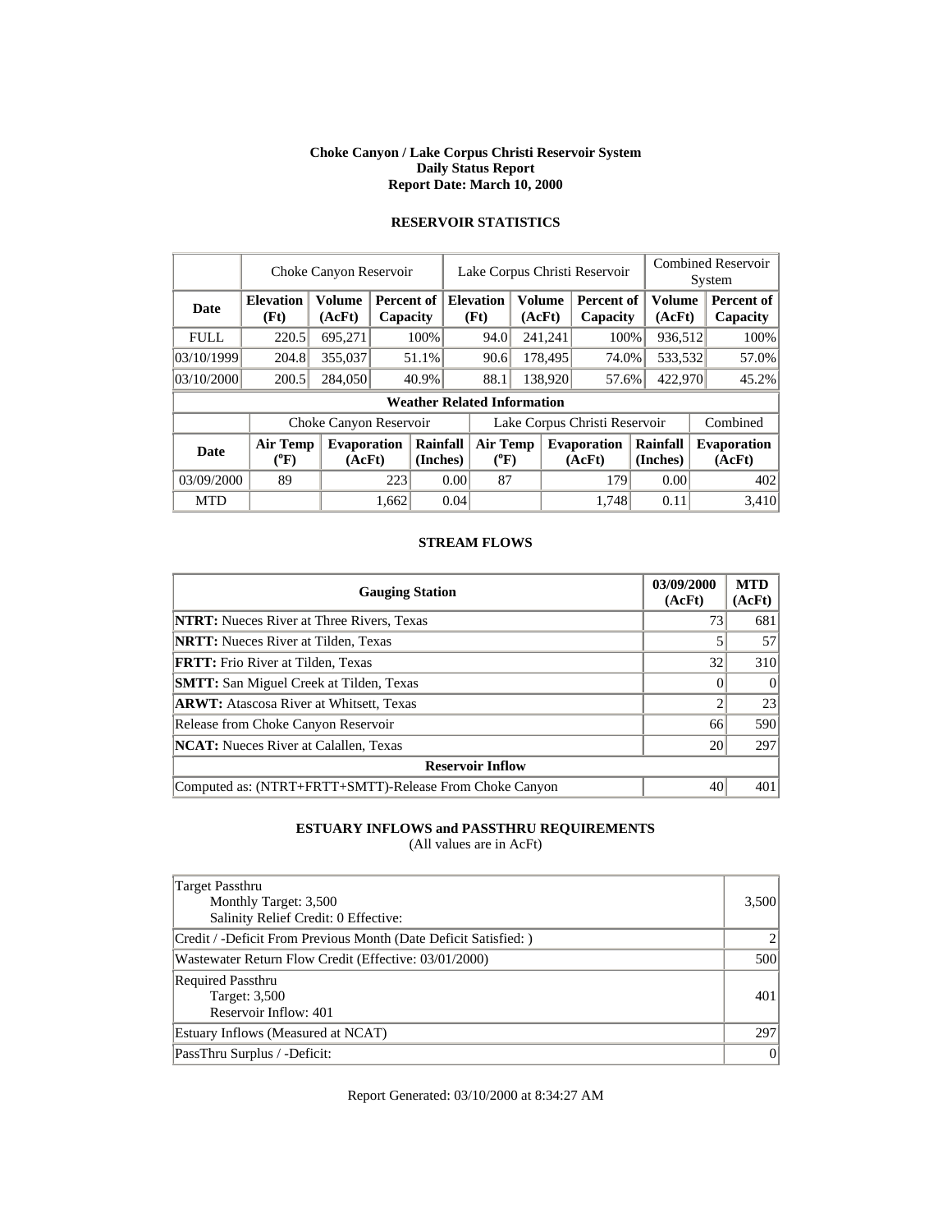**Choke Canyon / Lake Corpus Christi Reservoir System**
**Daily Status Report**
**Report Date: March 10, 2000**

## RESERVOIR STATISTICS

| | Choke Canyon Reservoir | | | Lake Corpus Christi Reservoir | | | Combined Reservoir System | |
|---|---|---|---|---|---|---|---|---|
| **Date** | **Elevation (Ft)** | **Volume (AcFt)** | **Percent of Capacity** | **Elevation (Ft)** | **Volume (AcFt)** | **Percent of Capacity** | **Volume (AcFt)** | **Percent of Capacity** |
| FULL | 220.5 | 695,271 | 100% | 94.0 | 241,241 | 100% | 936,512 | 100% |
| 03/10/1999 | 204.8 | 355,037 | 51.1% | 90.6 | 178,495 | 74.0% | 533,532 | 57.0% |
| 03/10/2000 | 200.5 | 284,050 | 40.9% | 88.1 | 138,920 | 57.6% | 422,970 | 45.2% |

**Weather Related Information**

| | Choke Canyon Reservoir | | | Lake Corpus Christi Reservoir | | | Combined |
|---|---|---|---|---|---|---|---|
| **Date** | **Air Temp (°F)** | **Evaporation (AcFt)** | **Rainfall (Inches)** | **Air Temp (°F)** | **Evaporation (AcFt)** | **Rainfall (Inches)** | **Evaporation (AcFt)** |
| 03/09/2000 | 89 | 223 | 0.00 | 87 | 179 | 0.00 | 402 |
| MTD | | 1,662 | 0.04 | | 1,748 | 0.11 | 3,410 |

## STREAM FLOWS

| Gauging Station | 03/09/2000 (AcFt) | MTD (AcFt) |
|---|---|---|
| **NTRT:** Nueces River at Three Rivers, Texas | 73 | 681 |
| **NRTT:** Nueces River at Tilden, Texas | 5 | 57 |
| **FRTT:** Frio River at Tilden, Texas | 32 | 310 |
| **SMTT:** San Miguel Creek at Tilden, Texas | 0 | 0 |
| **ARWT:** Atascosa River at Whitsett, Texas | 2 | 23 |
| Release from Choke Canyon Reservoir | 66 | 590 |
| **NCAT:** Nueces River at Calallen, Texas | 20 | 297 |
| **Reservoir Inflow** | | |
| Computed as: (NTRT+FRTT+SMTT)-Release From Choke Canyon | 40 | 401 |

## ESTUARY INFLOWS and PASSTHRU REQUIREMENTS

(All values are in AcFt)

| | |
|---|---|
| Target Passthru<br>Monthly Target: 3,500<br>Salinity Relief Credit: 0 Effective: | 3,500 |
| Credit / -Deficit From Previous Month (Date Deficit Satisfied: ) | 2 |
| Wastewater Return Flow Credit (Effective: 03/01/2000) | 500 |
| Required Passthru<br>Target: 3,500<br>Reservoir Inflow: 401 | 401 |
| Estuary Inflows (Measured at NCAT) | 297 |
| PassThru Surplus / -Deficit: | 0 |

Report Generated: 03/10/2000 at 8:34:27 AM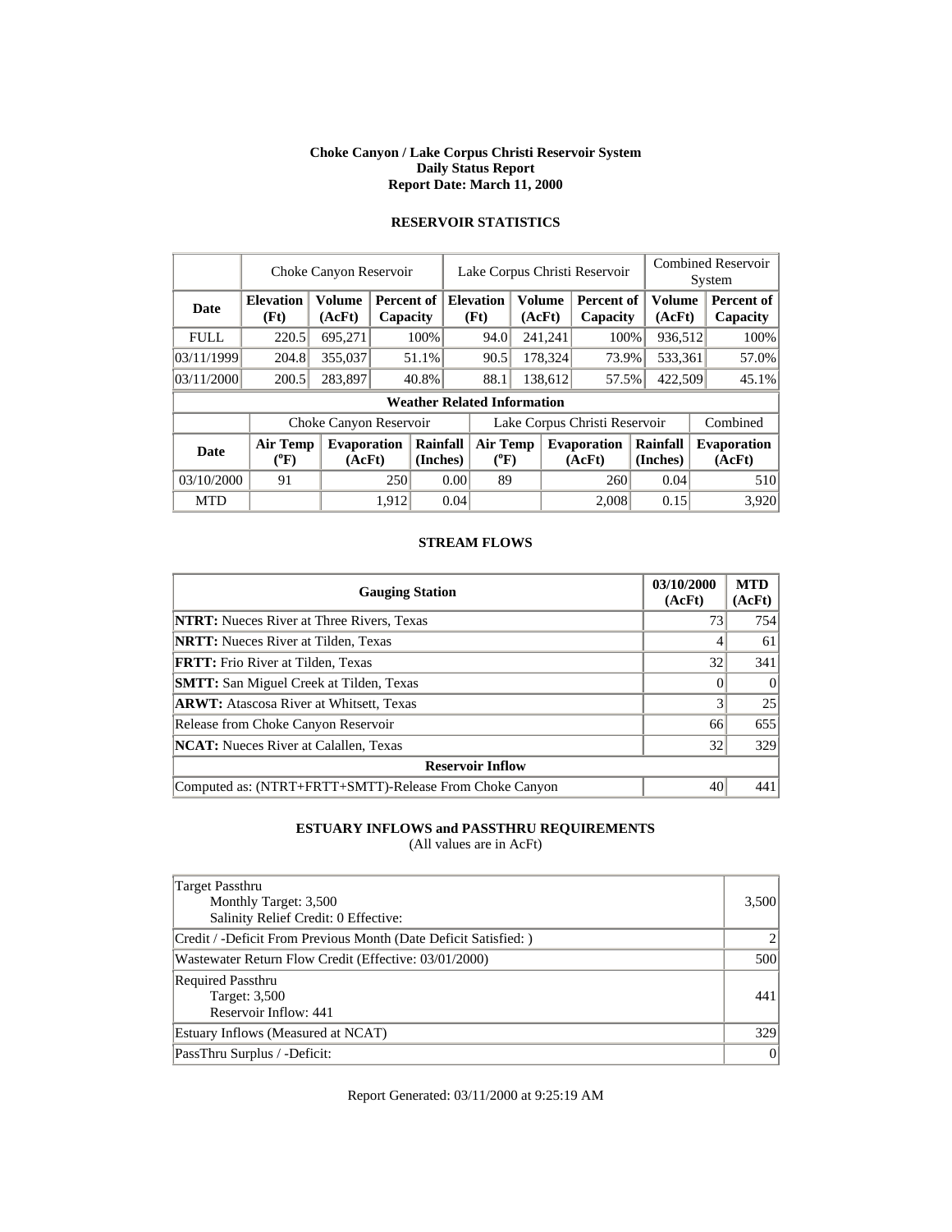**Choke Canyon / Lake Corpus Christi Reservoir System**
**Daily Status Report**
**Report Date: March 11, 2000**

### RESERVOIR STATISTICS

| | Choke Canyon Reservoir | | | Lake Corpus Christi Reservoir | | | Combined Reservoir System | |
|---|---|---|---|---|---|---|---|---|
| **Date** | **Elevation (Ft)** | **Volume (AcFt)** | **Percent of Capacity** | **Elevation (Ft)** | **Volume (AcFt)** | **Percent of Capacity** | **Volume (AcFt)** | **Percent of Capacity** |
| FULL | 220.5 | 695,271 | 100% | 94.0 | 241,241 | 100% | 936,512 | 100% |
| 03/11/1999 | 204.8 | 355,037 | 51.1% | 90.5 | 178,324 | 73.9% | 533,361 | 57.0% |
| 03/11/2000 | 200.5 | 283,897 | 40.8% | 88.1 | 138,612 | 57.5% | 422,509 | 45.1% |

**Weather Related Information**

| | Choke Canyon Reservoir | | | Lake Corpus Christi Reservoir | | | Combined |
|---|---|---|---|---|---|---|---|
| **Date** | **Air Temp (°F)** | **Evaporation (AcFt)** | **Rainfall (Inches)** | **Air Temp (°F)** | **Evaporation (AcFt)** | **Rainfall (Inches)** | **Evaporation (AcFt)** |
| 03/10/2000 | 91 | 250 | 0.00 | 89 | 260 | 0.04 | 510 |
| MTD | | 1,912 | 0.04 | | 2,008 | 0.15 | 3,920 |

### STREAM FLOWS

| Gauging Station | 03/10/2000 (AcFt) | MTD (AcFt) |
|---|---|---|
| **NTRT:** Nueces River at Three Rivers, Texas | 73 | 754 |
| **NRTT:** Nueces River at Tilden, Texas | 4 | 61 |
| **FRTT:** Frio River at Tilden, Texas | 32 | 341 |
| **SMTT:** San Miguel Creek at Tilden, Texas | 0 | 0 |
| **ARWT:** Atascosa River at Whitsett, Texas | 3 | 25 |
| Release from Choke Canyon Reservoir | 66 | 655 |
| **NCAT:** Nueces River at Calallen, Texas | 32 | 329 |
| **Reservoir Inflow** | | |
| Computed as: (NTRT+FRTT+SMTT)-Release From Choke Canyon | 40 | 441 |

### ESTUARY INFLOWS and PASSTHRU REQUIREMENTS
(All values are in AcFt)

| | |
|---|---|
| Target Passthru<br>Monthly Target: 3,500<br>Salinity Relief Credit: 0 Effective: | 3,500 |
| Credit / -Deficit From Previous Month (Date Deficit Satisfied: ) | 2 |
| Wastewater Return Flow Credit (Effective: 03/01/2000) | 500 |
| Required Passthru<br>Target: 3,500<br>Reservoir Inflow: 441 | 441 |
| Estuary Inflows (Measured at NCAT) | 329 |
| PassThru Surplus / -Deficit: | 0 |

Report Generated: 03/11/2000 at 9:25:19 AM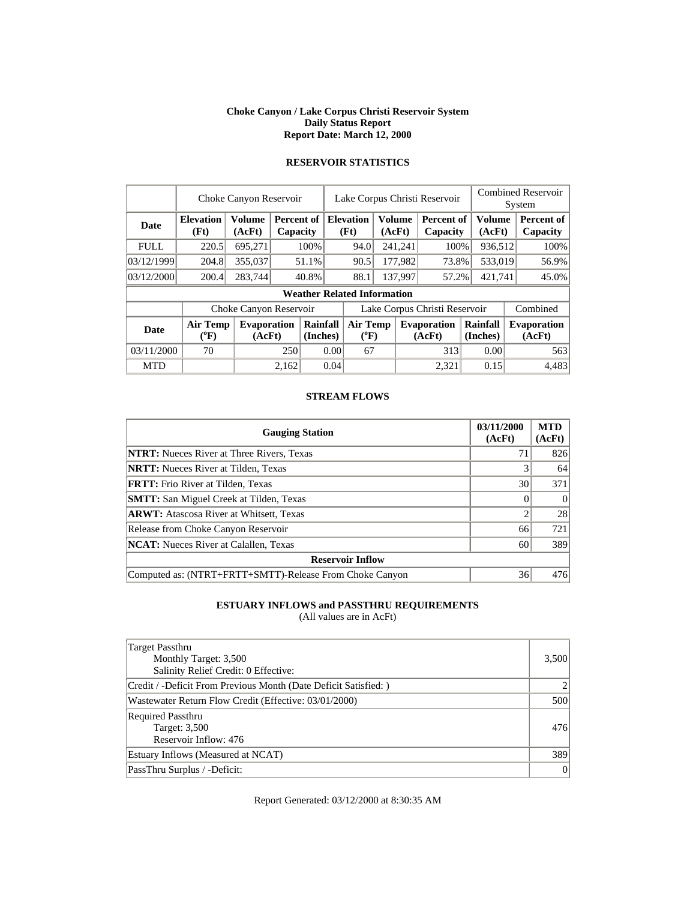**Choke Canyon / Lake Corpus Christi Reservoir System**
**Daily Status Report**
**Report Date: March 12, 2000**

## RESERVOIR STATISTICS

| | Choke Canyon Reservoir | | | Lake Corpus Christi Reservoir | | | Combined Reservoir System | |
|---|---|---|---|---|---|---|---|---|
| **Date** | **Elevation (Ft)** | **Volume (AcFt)** | **Percent of Capacity** | **Elevation (Ft)** | **Volume (AcFt)** | **Percent of Capacity** | **Volume (AcFt)** | **Percent of Capacity** |
| FULL | 220.5 | 695,271 | 100% | 94.0 | 241,241 | 100% | 936,512 | 100% |
| 03/12/1999 | 204.8 | 355,037 | 51.1% | 90.5 | 177,982 | 73.8% | 533,019 | 56.9% |
| 03/12/2000 | 200.4 | 283,744 | 40.8% | 88.1 | 137,997 | 57.2% | 421,741 | 45.0% |

**Weather Related Information**

| | Choke Canyon Reservoir | | | Lake Corpus Christi Reservoir | | | Combined |
|---|---|---|---|---|---|---|---|
| **Date** | **Air Temp (°F)** | **Evaporation (AcFt)** | **Rainfall (Inches)** | **Air Temp (°F)** | **Evaporation (AcFt)** | **Rainfall (Inches)** | **Evaporation (AcFt)** |
| 03/11/2000 | 70 | 250 | 0.00 | 67 | 313 | 0.00 | 563 |
| MTD | | 2,162 | 0.04 | | 2,321 | 0.15 | 4,483 |

## STREAM FLOWS

| Gauging Station | 03/11/2000 (AcFt) | MTD (AcFt) |
|---|---|---|
| **NTRT:** Nueces River at Three Rivers, Texas | 71 | 826 |
| **NRTT:** Nueces River at Tilden, Texas | 3 | 64 |
| **FRTT:** Frio River at Tilden, Texas | 30 | 371 |
| **SMTT:** San Miguel Creek at Tilden, Texas | 0 | 0 |
| **ARWT:** Atascosa River at Whitsett, Texas | 2 | 28 |
| Release from Choke Canyon Reservoir | 66 | 721 |
| **NCAT:** Nueces River at Calallen, Texas | 60 | 389 |
| **Reservoir Inflow** | | |
| Computed as: (NTRT+FRTT+SMTT)-Release From Choke Canyon | 36 | 476 |

## ESTUARY INFLOWS and PASSTHRU REQUIREMENTS

(All values are in AcFt)

| | |
|---|---|
| Target Passthru<br>Monthly Target: 3,500<br>Salinity Relief Credit: 0 Effective: | 3,500 |
| Credit / -Deficit From Previous Month (Date Deficit Satisfied: ) | 2 |
| Wastewater Return Flow Credit (Effective: 03/01/2000) | 500 |
| Required Passthru<br>Target: 3,500<br>Reservoir Inflow: 476 | 476 |
| Estuary Inflows (Measured at NCAT) | 389 |
| PassThru Surplus / -Deficit: | 0 |

Report Generated: 03/12/2000 at 8:30:35 AM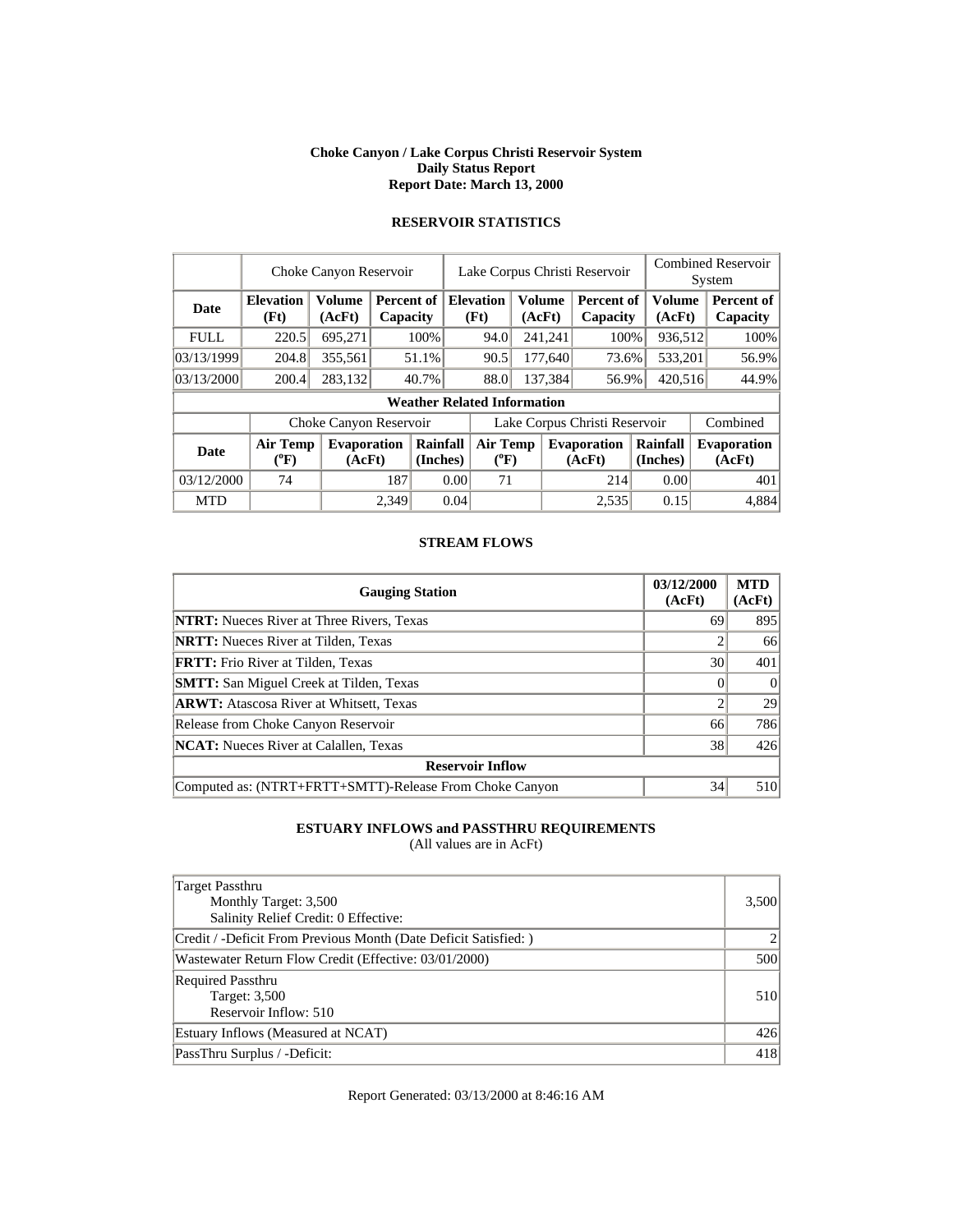**Choke Canyon / Lake Corpus Christi Reservoir System**
**Daily Status Report**
**Report Date: March 13, 2000**

## RESERVOIR STATISTICS

| | Choke Canyon Reservoir | | | Lake Corpus Christi Reservoir | | | Combined Reservoir System | |
|---|---|---|---|---|---|---|---|---|
| **Date** | **Elevation (Ft)** | **Volume (AcFt)** | **Percent of Capacity** | **Elevation (Ft)** | **Volume (AcFt)** | **Percent of Capacity** | **Volume (AcFt)** | **Percent of Capacity** |
| FULL | 220.5 | 695,271 | 100% | 94.0 | 241,241 | 100% | 936,512 | 100% |
| 03/13/1999 | 204.8 | 355,561 | 51.1% | 90.5 | 177,640 | 73.6% | 533,201 | 56.9% |
| 03/13/2000 | 200.4 | 283,132 | 40.7% | 88.0 | 137,384 | 56.9% | 420,516 | 44.9% |

**Weather Related Information**

| | Choke Canyon Reservoir | | | Lake Corpus Christi Reservoir | | | Combined |
|---|---|---|---|---|---|---|---|
| **Date** | **Air Temp (°F)** | **Evaporation (AcFt)** | **Rainfall (Inches)** | **Air Temp (°F)** | **Evaporation (AcFt)** | **Rainfall (Inches)** | **Evaporation (AcFt)** |
| 03/12/2000 | 74 | 187 | 0.00 | 71 | 214 | 0.00 | 401 |
| MTD | | 2,349 | 0.04 | | 2,535 | 0.15 | 4,884 |

## STREAM FLOWS

| Gauging Station | 03/12/2000 (AcFt) | MTD (AcFt) |
|---|---|---|
| **NTRT:** Nueces River at Three Rivers, Texas | 69 | 895 |
| **NRTT:** Nueces River at Tilden, Texas | 2 | 66 |
| **FRTT:** Frio River at Tilden, Texas | 30 | 401 |
| **SMTT:** San Miguel Creek at Tilden, Texas | 0 | 0 |
| **ARWT:** Atascosa River at Whitsett, Texas | 2 | 29 |
| Release from Choke Canyon Reservoir | 66 | 786 |
| **NCAT:** Nueces River at Calallen, Texas | 38 | 426 |
| **Reservoir Inflow** | | |
| Computed as: (NTRT+FRTT+SMTT)-Release From Choke Canyon | 34 | 510 |

## ESTUARY INFLOWS and PASSTHRU REQUIREMENTS

(All values are in AcFt)

| | |
|---|---|
| Target Passthru<br>Monthly Target: 3,500<br>Salinity Relief Credit: 0 Effective: | 3,500 |
| Credit / -Deficit From Previous Month (Date Deficit Satisfied: ) | 2 |
| Wastewater Return Flow Credit (Effective: 03/01/2000) | 500 |
| Required Passthru<br>Target: 3,500<br>Reservoir Inflow: 510 | 510 |
| Estuary Inflows (Measured at NCAT) | 426 |
| PassThru Surplus / -Deficit: | 418 |

Report Generated: 03/13/2000 at 8:46:16 AM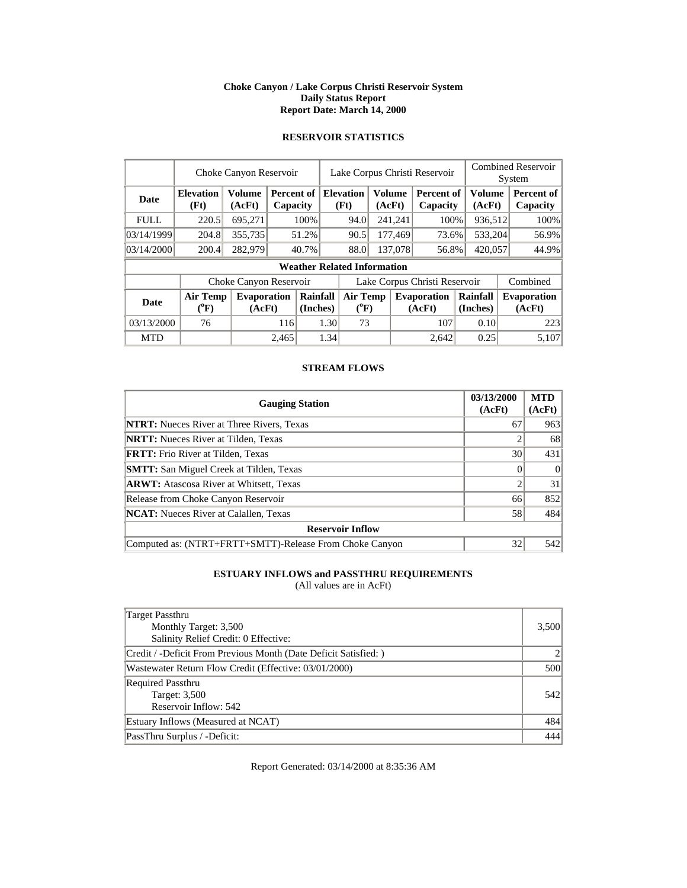**Choke Canyon / Lake Corpus Christi Reservoir System**
**Daily Status Report**
**Report Date: March 14, 2000**

### RESERVOIR STATISTICS

| | Choke Canyon Reservoir | | | Lake Corpus Christi Reservoir | | | Combined Reservoir System | |
|---|---|---|---|---|---|---|---|---|
| **Date** | **Elevation (Ft)** | **Volume (AcFt)** | **Percent of Capacity** | **Elevation (Ft)** | **Volume (AcFt)** | **Percent of Capacity** | **Volume (AcFt)** | **Percent of Capacity** |
| FULL | 220.5 | 695,271 | 100% | 94.0 | 241,241 | 100% | 936,512 | 100% |
| 03/14/1999 | 204.8 | 355,735 | 51.2% | 90.5 | 177,469 | 73.6% | 533,204 | 56.9% |
| 03/14/2000 | 200.4 | 282,979 | 40.7% | 88.0 | 137,078 | 56.8% | 420,057 | 44.9% |

**Weather Related Information**

| | Choke Canyon Reservoir | | | Lake Corpus Christi Reservoir | | | Combined |
|---|---|---|---|---|---|---|---|
| **Date** | **Air Temp (°F)** | **Evaporation (AcFt)** | **Rainfall (Inches)** | **Air Temp (°F)** | **Evaporation (AcFt)** | **Rainfall (Inches)** | **Evaporation (AcFt)** |
| 03/13/2000 | 76 | 116 | 1.30 | 73 | 107 | 0.10 | 223 |
| MTD | | 2,465 | 1.34 | | 2,642 | 0.25 | 5,107 |

### STREAM FLOWS

| Gauging Station | 03/13/2000 (AcFt) | MTD (AcFt) |
|---|---|---|
| **NTRT:** Nueces River at Three Rivers, Texas | 67 | 963 |
| **NRTT:** Nueces River at Tilden, Texas | 2 | 68 |
| **FRTT:** Frio River at Tilden, Texas | 30 | 431 |
| **SMTT:** San Miguel Creek at Tilden, Texas | 0 | 0 |
| **ARWT:** Atascosa River at Whitsett, Texas | 2 | 31 |
| Release from Choke Canyon Reservoir | 66 | 852 |
| **NCAT:** Nueces River at Calallen, Texas | 58 | 484 |
| **Reservoir Inflow** | | |
| Computed as: (NTRT+FRTT+SMTT)-Release From Choke Canyon | 32 | 542 |

### ESTUARY INFLOWS and PASSTHRU REQUIREMENTS
(All values are in AcFt)

| | |
|---|---|
| Target Passthru<br>Monthly Target: 3,500<br>Salinity Relief Credit: 0 Effective: | 3,500 |
| Credit / -Deficit From Previous Month (Date Deficit Satisfied: ) | 2 |
| Wastewater Return Flow Credit (Effective: 03/01/2000) | 500 |
| Required Passthru<br>Target: 3,500<br>Reservoir Inflow: 542 | 542 |
| Estuary Inflows (Measured at NCAT) | 484 |
| PassThru Surplus / -Deficit: | 444 |

Report Generated: 03/14/2000 at 8:35:36 AM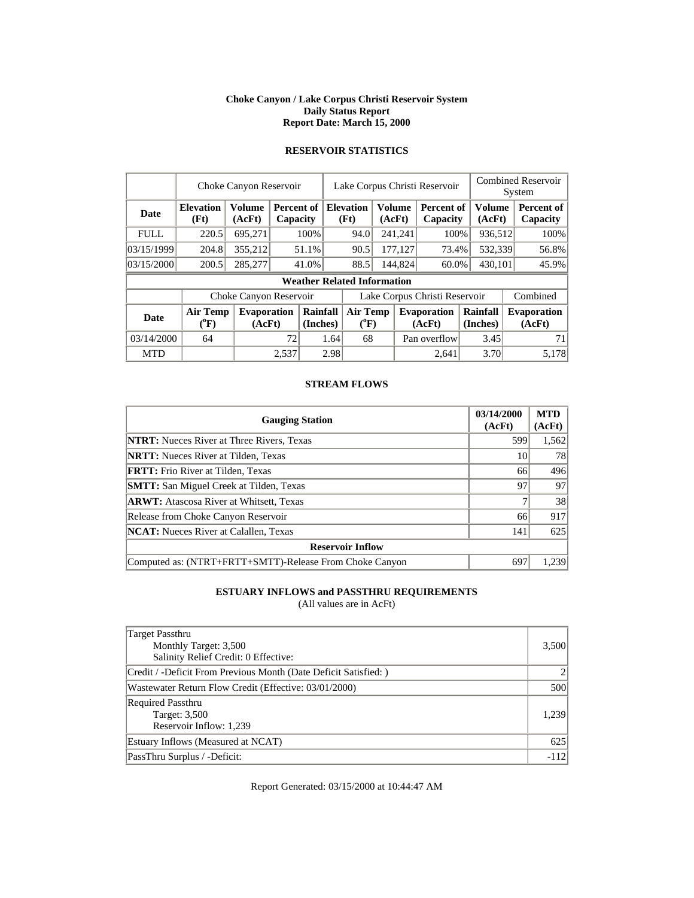**Choke Canyon / Lake Corpus Christi Reservoir System**
**Daily Status Report**
**Report Date: March 15, 2000**

## RESERVOIR STATISTICS

| | Choke Canyon Reservoir | | | Lake Corpus Christi Reservoir | | | Combined Reservoir System | |
|---|---|---|---|---|---|---|---|---|
| **Date** | **Elevation (Ft)** | **Volume (AcFt)** | **Percent of Capacity** | **Elevation (Ft)** | **Volume (AcFt)** | **Percent of Capacity** | **Volume (AcFt)** | **Percent of Capacity** |
| FULL | 220.5 | 695,271 | 100% | 94.0 | 241,241 | 100% | 936,512 | 100% |
| 03/15/1999 | 204.8 | 355,212 | 51.1% | 90.5 | 177,127 | 73.4% | 532,339 | 56.8% |
| 03/15/2000 | 200.5 | 285,277 | 41.0% | 88.5 | 144,824 | 60.0% | 430,101 | 45.9% |

**Weather Related Information**

| | Choke Canyon Reservoir | | | Lake Corpus Christi Reservoir | | | Combined |
|---|---|---|---|---|---|---|---|
| **Date** | **Air Temp (°F)** | **Evaporation (AcFt)** | **Rainfall (Inches)** | **Air Temp (°F)** | **Evaporation (AcFt)** | **Rainfall (Inches)** | **Evaporation (AcFt)** |
| 03/14/2000 | 64 | 72 | 1.64 | 68 | Pan overflow | 3.45 | 71 |
| MTD | | 2,537 | 2.98 | | 2,641 | 3.70 | 5,178 |

## STREAM FLOWS

| Gauging Station | 03/14/2000 (AcFt) | MTD (AcFt) |
|---|---|---|
| **NTRT:** Nueces River at Three Rivers, Texas | 599 | 1,562 |
| **NRTT:** Nueces River at Tilden, Texas | 10 | 78 |
| **FRTT:** Frio River at Tilden, Texas | 66 | 496 |
| **SMTT:** San Miguel Creek at Tilden, Texas | 97 | 97 |
| **ARWT:** Atascosa River at Whitsett, Texas | 7 | 38 |
| Release from Choke Canyon Reservoir | 66 | 917 |
| **NCAT:** Nueces River at Calallen, Texas | 141 | 625 |
| **Reservoir Inflow** | | |
| Computed as: (NTRT+FRTT+SMTT)-Release From Choke Canyon | 697 | 1,239 |

## ESTUARY INFLOWS and PASSTHRU REQUIREMENTS

(All values are in AcFt)

| | |
|---|---|
| Target Passthru<br>Monthly Target: 3,500<br>Salinity Relief Credit: 0 Effective: | 3,500 |
| Credit / -Deficit From Previous Month (Date Deficit Satisfied: ) | 2 |
| Wastewater Return Flow Credit (Effective: 03/01/2000) | 500 |
| Required Passthru<br>Target: 3,500<br>Reservoir Inflow: 1,239 | 1,239 |
| Estuary Inflows (Measured at NCAT) | 625 |
| PassThru Surplus / -Deficit: | -112 |

Report Generated: 03/15/2000 at 10:44:47 AM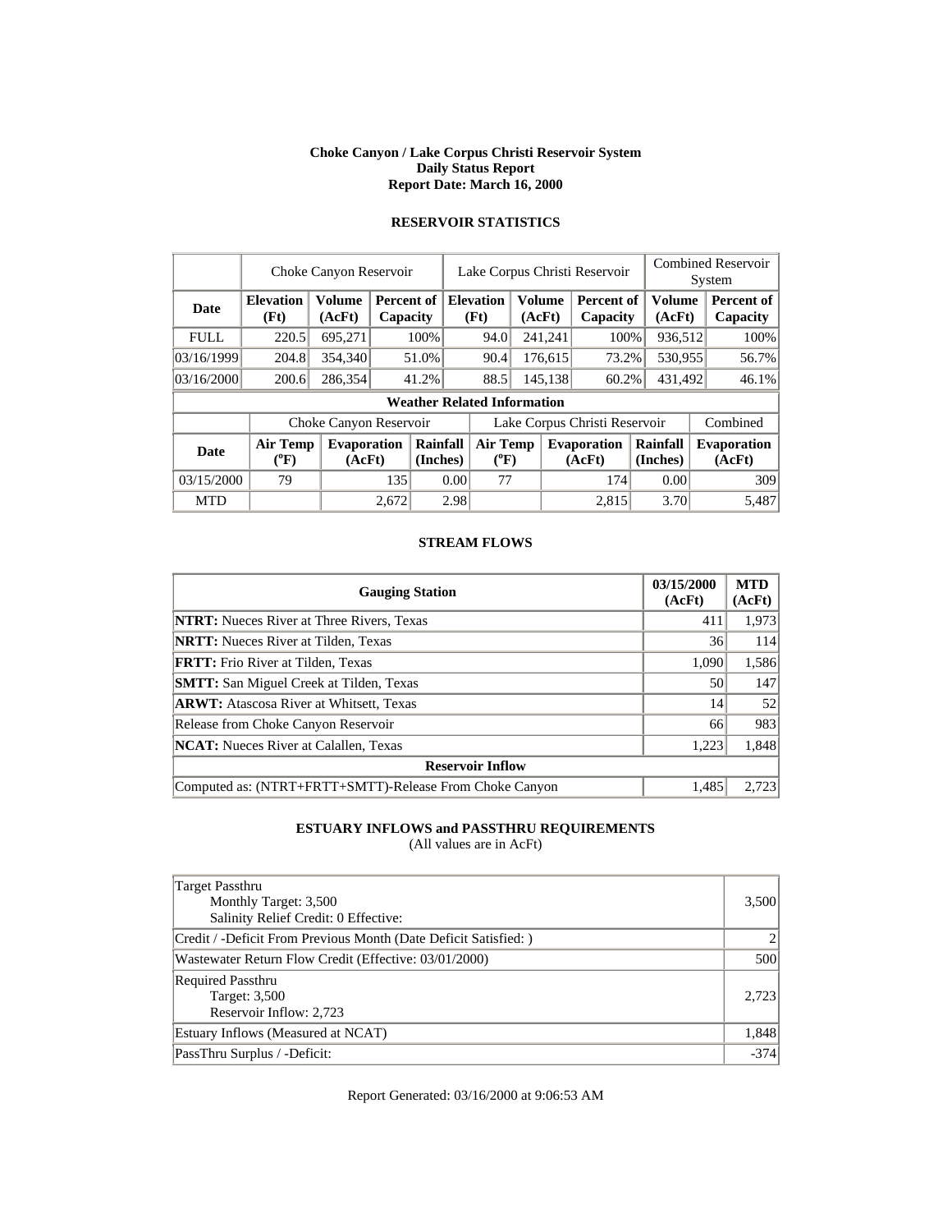**Choke Canyon / Lake Corpus Christi Reservoir System**
**Daily Status Report**
**Report Date: March 16, 2000**

## RESERVOIR STATISTICS

| | Choke Canyon Reservoir | | | Lake Corpus Christi Reservoir | | | Combined Reservoir System | |
|---|---|---|---|---|---|---|---|---|
| **Date** | **Elevation (Ft)** | **Volume (AcFt)** | **Percent of Capacity** | **Elevation (Ft)** | **Volume (AcFt)** | **Percent of Capacity** | **Volume (AcFt)** | **Percent of Capacity** |
| FULL | 220.5 | 695,271 | 100% | 94.0 | 241,241 | 100% | 936,512 | 100% |
| 03/16/1999 | 204.8 | 354,340 | 51.0% | 90.4 | 176,615 | 73.2% | 530,955 | 56.7% |
| 03/16/2000 | 200.6 | 286,354 | 41.2% | 88.5 | 145,138 | 60.2% | 431,492 | 46.1% |

**Weather Related Information**

| | Choke Canyon Reservoir | | | Lake Corpus Christi Reservoir | | | Combined |
|---|---|---|---|---|---|---|---|
| **Date** | **Air Temp (°F)** | **Evaporation (AcFt)** | **Rainfall (Inches)** | **Air Temp (°F)** | **Evaporation (AcFt)** | **Rainfall (Inches)** | **Evaporation (AcFt)** |
| 03/15/2000 | 79 | 135 | 0.00 | 77 | 174 | 0.00 | 309 |
| MTD | | 2,672 | 2.98 | | 2,815 | 3.70 | 5,487 |

## STREAM FLOWS

| Gauging Station | 03/15/2000 (AcFt) | MTD (AcFt) |
|---|---|---|
| **NTRT:** Nueces River at Three Rivers, Texas | 411 | 1,973 |
| **NRTT:** Nueces River at Tilden, Texas | 36 | 114 |
| **FRTT:** Frio River at Tilden, Texas | 1,090 | 1,586 |
| **SMTT:** San Miguel Creek at Tilden, Texas | 50 | 147 |
| **ARWT:** Atascosa River at Whitsett, Texas | 14 | 52 |
| Release from Choke Canyon Reservoir | 66 | 983 |
| **NCAT:** Nueces River at Calallen, Texas | 1,223 | 1,848 |
| **Reservoir Inflow** | | |
| Computed as: (NTRT+FRTT+SMTT)-Release From Choke Canyon | 1,485 | 2,723 |

## ESTUARY INFLOWS and PASSTHRU REQUIREMENTS

(All values are in AcFt)

| | |
|---|---|
| Target Passthru<br>Monthly Target: 3,500<br>Salinity Relief Credit: 0 Effective: | 3,500 |
| Credit / -Deficit From Previous Month (Date Deficit Satisfied: ) | 2 |
| Wastewater Return Flow Credit (Effective: 03/01/2000) | 500 |
| Required Passthru<br>Target: 3,500<br>Reservoir Inflow: 2,723 | 2,723 |
| Estuary Inflows (Measured at NCAT) | 1,848 |
| PassThru Surplus / -Deficit: | -374 |

Report Generated: 03/16/2000 at 9:06:53 AM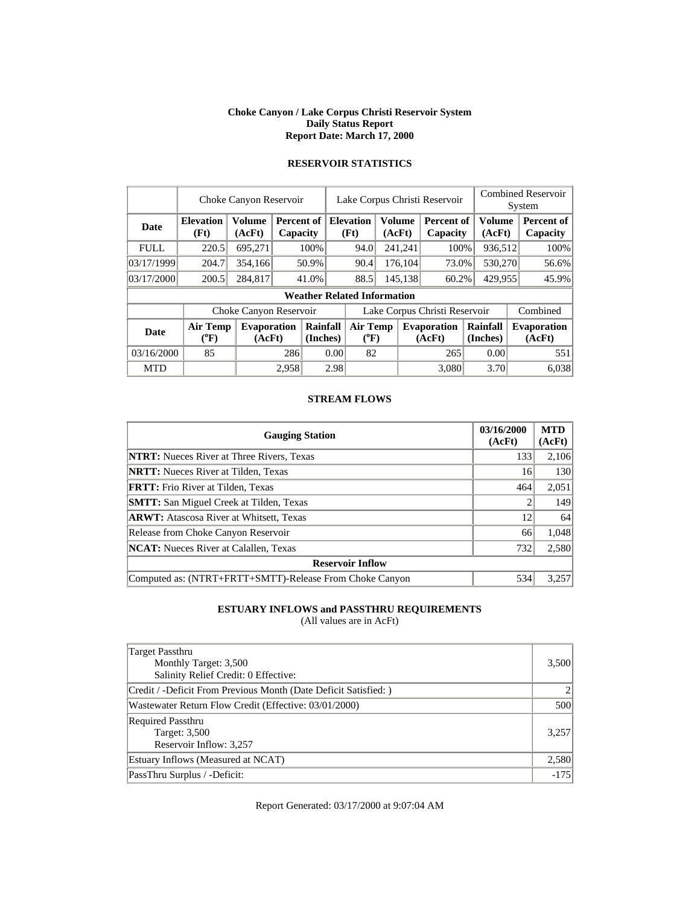**Choke Canyon / Lake Corpus Christi Reservoir System**
**Daily Status Report**
**Report Date: March 17, 2000**

### RESERVOIR STATISTICS

| | Choke Canyon Reservoir | | | Lake Corpus Christi Reservoir | | | Combined Reservoir System | |
|---|---|---|---|---|---|---|---|---|
| **Date** | **Elevation (Ft)** | **Volume (AcFt)** | **Percent of Capacity** | **Elevation (Ft)** | **Volume (AcFt)** | **Percent of Capacity** | **Volume (AcFt)** | **Percent of Capacity** |
| FULL | 220.5 | 695,271 | 100% | 94.0 | 241,241 | 100% | 936,512 | 100% |
| 03/17/1999 | 204.7 | 354,166 | 50.9% | 90.4 | 176,104 | 73.0% | 530,270 | 56.6% |
| 03/17/2000 | 200.5 | 284,817 | 41.0% | 88.5 | 145,138 | 60.2% | 429,955 | 45.9% |

**Weather Related Information**

| | Choke Canyon Reservoir | | | Lake Corpus Christi Reservoir | | | Combined |
|---|---|---|---|---|---|---|---|
| **Date** | **Air Temp (ºF)** | **Evaporation (AcFt)** | **Rainfall (Inches)** | **Air Temp (ºF)** | **Evaporation (AcFt)** | **Rainfall (Inches)** | **Evaporation (AcFt)** |
| 03/16/2000 | 85 | 286 | 0.00 | 82 | 265 | 0.00 | 551 |
| MTD | | 2,958 | 2.98 | | 3,080 | 3.70 | 6,038 |

### STREAM FLOWS

| Gauging Station | 03/16/2000 (AcFt) | MTD (AcFt) |
|---|---|---|
| **NTRT:** Nueces River at Three Rivers, Texas | 133 | 2,106 |
| **NRTT:** Nueces River at Tilden, Texas | 16 | 130 |
| **FRTT:** Frio River at Tilden, Texas | 464 | 2,051 |
| **SMTT:** San Miguel Creek at Tilden, Texas | 2 | 149 |
| **ARWT:** Atascosa River at Whitsett, Texas | 12 | 64 |
| Release from Choke Canyon Reservoir | 66 | 1,048 |
| **NCAT:** Nueces River at Calallen, Texas | 732 | 2,580 |
| **Reservoir Inflow** | | |
| Computed as: (NTRT+FRTT+SMTT)-Release From Choke Canyon | 534 | 3,257 |

### ESTUARY INFLOWS and PASSTHRU REQUIREMENTS

(All values are in AcFt)

| Item | Value |
|---|---|
| Target Passthru<br>Monthly Target: 3,500<br>Salinity Relief Credit: 0 Effective: | 3,500 |
| Credit / -Deficit From Previous Month (Date Deficit Satisfied: ) | 2 |
| Wastewater Return Flow Credit (Effective: 03/01/2000) | 500 |
| Required Passthru<br>Target: 3,500<br>Reservoir Inflow: 3,257 | 3,257 |
| Estuary Inflows (Measured at NCAT) | 2,580 |
| PassThru Surplus / -Deficit: | -175 |

Report Generated: 03/17/2000 at 9:07:04 AM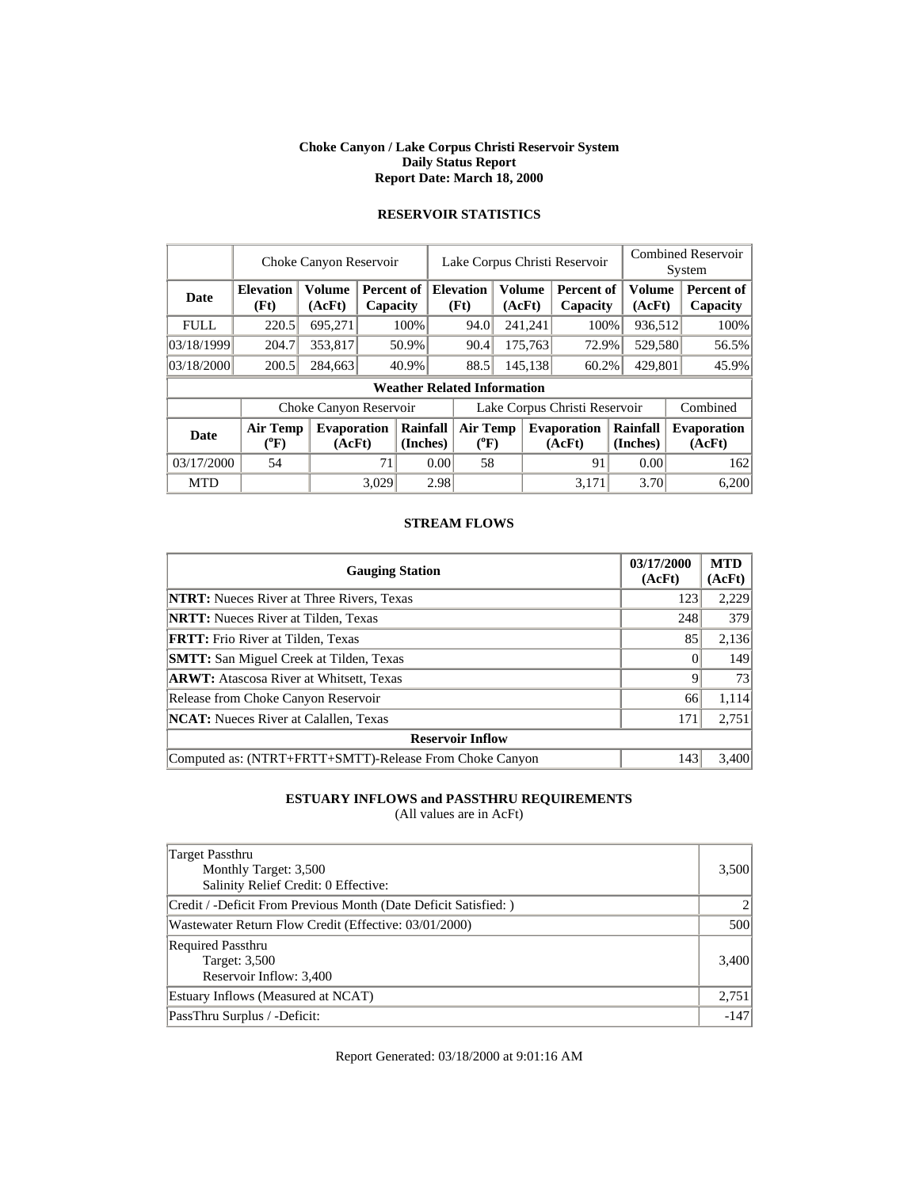**Choke Canyon / Lake Corpus Christi Reservoir System**
**Daily Status Report**
**Report Date: March 18, 2000**

### RESERVOIR STATISTICS

| | Choke Canyon Reservoir | | | Lake Corpus Christi Reservoir | | | Combined Reservoir System | |
|---|---|---|---|---|---|---|---|---|
| **Date** | **Elevation (Ft)** | **Volume (AcFt)** | **Percent of Capacity** | **Elevation (Ft)** | **Volume (AcFt)** | **Percent of Capacity** | **Volume (AcFt)** | **Percent of Capacity** |
| FULL | 220.5 | 695,271 | 100% | 94.0 | 241,241 | 100% | 936,512 | 100% |
| 03/18/1999 | 204.7 | 353,817 | 50.9% | 90.4 | 175,763 | 72.9% | 529,580 | 56.5% |
| 03/18/2000 | 200.5 | 284,663 | 40.9% | 88.5 | 145,138 | 60.2% | 429,801 | 45.9% |

**Weather Related Information**

| | Choke Canyon Reservoir | | | Lake Corpus Christi Reservoir | | | Combined |
|---|---|---|---|---|---|---|---|
| **Date** | **Air Temp (°F)** | **Evaporation (AcFt)** | **Rainfall (Inches)** | **Air Temp (°F)** | **Evaporation (AcFt)** | **Rainfall (Inches)** | **Evaporation (AcFt)** |
| 03/17/2000 | 54 | 71 | 0.00 | 58 | 91 | 0.00 | 162 |
| MTD | | 3,029 | 2.98 | | 3,171 | 3.70 | 6,200 |

### STREAM FLOWS

| Gauging Station | 03/17/2000 (AcFt) | MTD (AcFt) |
|---|---|---|
| **NTRT:** Nueces River at Three Rivers, Texas | 123 | 2,229 |
| **NRTT:** Nueces River at Tilden, Texas | 248 | 379 |
| **FRTT:** Frio River at Tilden, Texas | 85 | 2,136 |
| **SMTT:** San Miguel Creek at Tilden, Texas | 0 | 149 |
| **ARWT:** Atascosa River at Whitsett, Texas | 9 | 73 |
| Release from Choke Canyon Reservoir | 66 | 1,114 |
| **NCAT:** Nueces River at Calallen, Texas | 171 | 2,751 |
| **Reservoir Inflow** | | |
| Computed as: (NTRT+FRTT+SMTT)-Release From Choke Canyon | 143 | 3,400 |

### ESTUARY INFLOWS and PASSTHRU REQUIREMENTS
(All values are in AcFt)

| | |
|---|---|
| Target Passthru<br>Monthly Target: 3,500<br>Salinity Relief Credit: 0 Effective: | 3,500 |
| Credit / -Deficit From Previous Month (Date Deficit Satisfied: ) | 2 |
| Wastewater Return Flow Credit (Effective: 03/01/2000) | 500 |
| Required Passthru<br>Target: 3,500<br>Reservoir Inflow: 3,400 | 3,400 |
| Estuary Inflows (Measured at NCAT) | 2,751 |
| PassThru Surplus / -Deficit: | -147 |

Report Generated: 03/18/2000 at 9:01:16 AM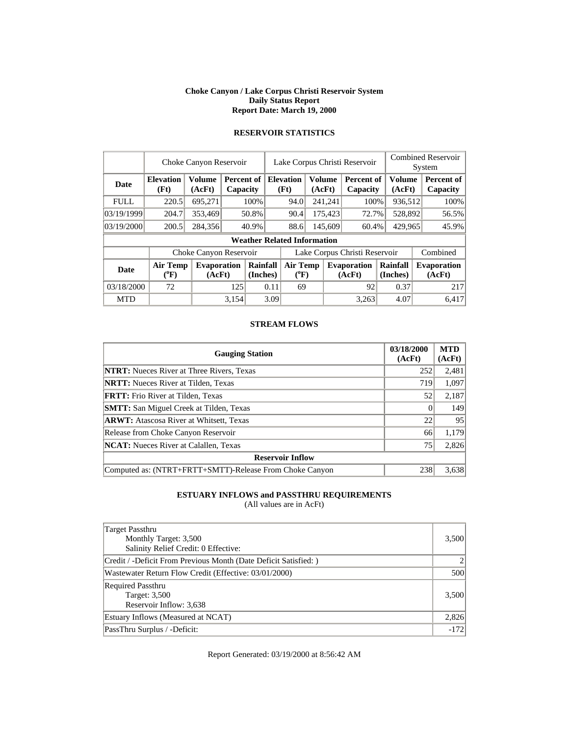**Choke Canyon / Lake Corpus Christi Reservoir System**
**Daily Status Report**
**Report Date: March 19, 2000**

## RESERVOIR STATISTICS

| | Choke Canyon Reservoir | | | Lake Corpus Christi Reservoir | | | Combined Reservoir System | |
|---|---|---|---|---|---|---|---|---|
| **Date** | **Elevation (Ft)** | **Volume (AcFt)** | **Percent of Capacity** | **Elevation (Ft)** | **Volume (AcFt)** | **Percent of Capacity** | **Volume (AcFt)** | **Percent of Capacity** |
| FULL | 220.5 | 695,271 | 100% | 94.0 | 241,241 | 100% | 936,512 | 100% |
| 03/19/1999 | 204.7 | 353,469 | 50.8% | 90.4 | 175,423 | 72.7% | 528,892 | 56.5% |
| 03/19/2000 | 200.5 | 284,356 | 40.9% | 88.6 | 145,609 | 60.4% | 429,965 | 45.9% |

**Weather Related Information**

| | Choke Canyon Reservoir | | | Lake Corpus Christi Reservoir | | | Combined |
|---|---|---|---|---|---|---|---|
| **Date** | **Air Temp (°F)** | **Evaporation (AcFt)** | **Rainfall (Inches)** | **Air Temp (°F)** | **Evaporation (AcFt)** | **Rainfall (Inches)** | **Evaporation (AcFt)** |
| 03/18/2000 | 72 | 125 | 0.11 | 69 | 92 | 0.37 | 217 |
| MTD | | 3,154 | 3.09 | | 3,263 | 4.07 | 6,417 |

## STREAM FLOWS

| Gauging Station | 03/18/2000 (AcFt) | MTD (AcFt) |
|---|---|---|
| **NTRT:** Nueces River at Three Rivers, Texas | 252 | 2,481 |
| **NRTT:** Nueces River at Tilden, Texas | 719 | 1,097 |
| **FRTT:** Frio River at Tilden, Texas | 52 | 2,187 |
| **SMTT:** San Miguel Creek at Tilden, Texas | 0 | 149 |
| **ARWT:** Atascosa River at Whitsett, Texas | 22 | 95 |
| Release from Choke Canyon Reservoir | 66 | 1,179 |
| **NCAT:** Nueces River at Calallen, Texas | 75 | 2,826 |
| **Reservoir Inflow** | | |
| Computed as: (NTRT+FRTT+SMTT)-Release From Choke Canyon | 238 | 3,638 |

## ESTUARY INFLOWS and PASSTHRU REQUIREMENTS

(All values are in AcFt)

| | |
|---|---|
| Target Passthru<br>Monthly Target: 3,500<br>Salinity Relief Credit: 0 Effective: | 3,500 |
| Credit / -Deficit From Previous Month (Date Deficit Satisfied: ) | 2 |
| Wastewater Return Flow Credit (Effective: 03/01/2000) | 500 |
| Required Passthru<br>Target: 3,500<br>Reservoir Inflow: 3,638 | 3,500 |
| Estuary Inflows (Measured at NCAT) | 2,826 |
| PassThru Surplus / -Deficit: | -172 |

Report Generated: 03/19/2000 at 8:56:42 AM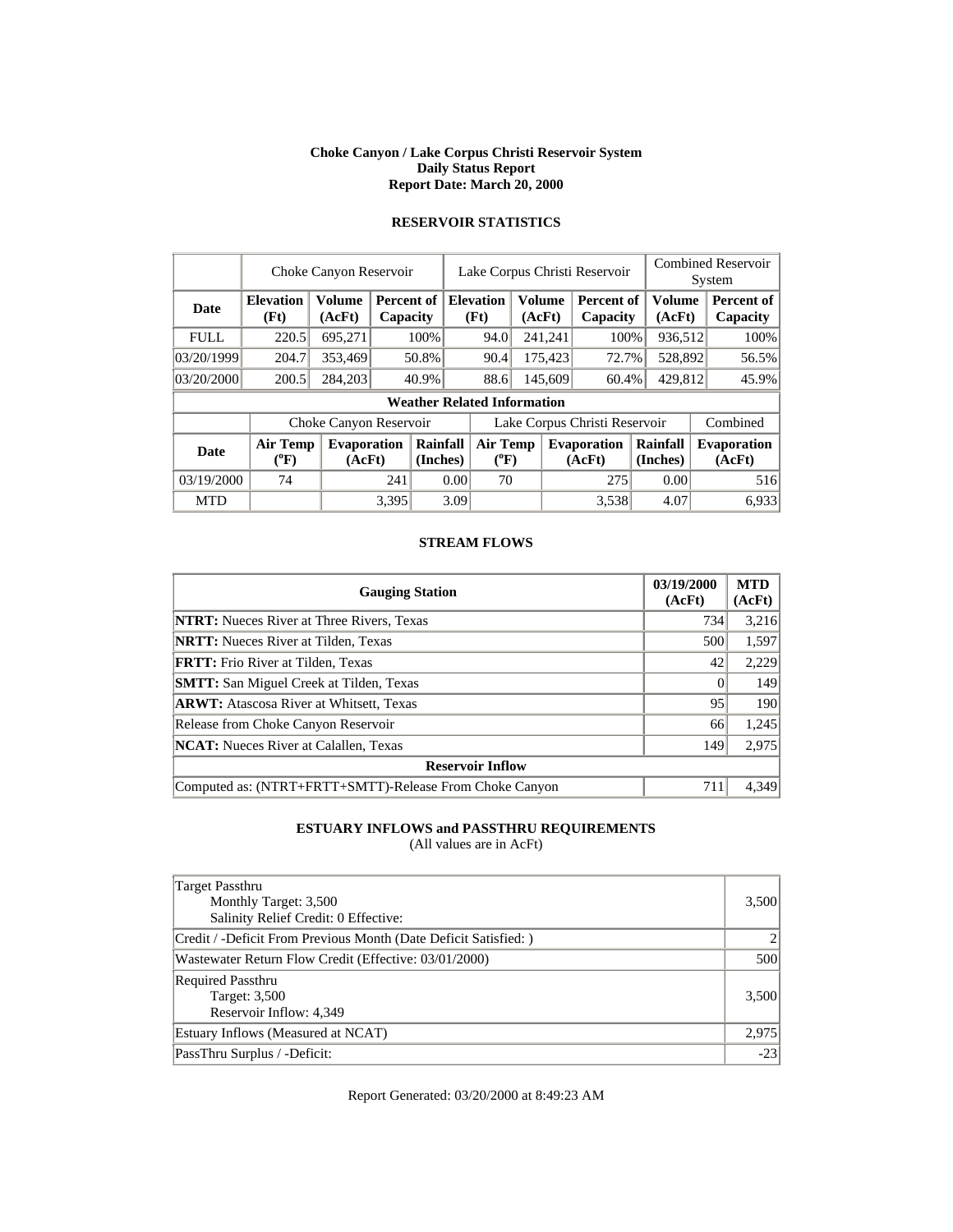**Choke Canyon / Lake Corpus Christi Reservoir System**
**Daily Status Report**
**Report Date: March 20, 2000**

### RESERVOIR STATISTICS

| | Choke Canyon Reservoir | | | Lake Corpus Christi Reservoir | | | Combined Reservoir System | |
|---|---|---|---|---|---|---|---|---|
| **Date** | **Elevation (Ft)** | **Volume (AcFt)** | **Percent of Capacity** | **Elevation (Ft)** | **Volume (AcFt)** | **Percent of Capacity** | **Volume (AcFt)** | **Percent of Capacity** |
| FULL | 220.5 | 695,271 | 100% | 94.0 | 241,241 | 100% | 936,512 | 100% |
| 03/20/1999 | 204.7 | 353,469 | 50.8% | 90.4 | 175,423 | 72.7% | 528,892 | 56.5% |
| 03/20/2000 | 200.5 | 284,203 | 40.9% | 88.6 | 145,609 | 60.4% | 429,812 | 45.9% |

**Weather Related Information**

| | Choke Canyon Reservoir | | | Lake Corpus Christi Reservoir | | | Combined |
|---|---|---|---|---|---|---|---|
| **Date** | **Air Temp (°F)** | **Evaporation (AcFt)** | **Rainfall (Inches)** | **Air Temp (°F)** | **Evaporation (AcFt)** | **Rainfall (Inches)** | **Evaporation (AcFt)** |
| 03/19/2000 | 74 | 241 | 0.00 | 70 | 275 | 0.00 | 516 |
| MTD | | 3,395 | 3.09 | | 3,538 | 4.07 | 6,933 |

### STREAM FLOWS

| Gauging Station | 03/19/2000 (AcFt) | MTD (AcFt) |
|---|---|---|
| **NTRT:** Nueces River at Three Rivers, Texas | 734 | 3,216 |
| **NRTT:** Nueces River at Tilden, Texas | 500 | 1,597 |
| **FRTT:** Frio River at Tilden, Texas | 42 | 2,229 |
| **SMTT:** San Miguel Creek at Tilden, Texas | 0 | 149 |
| **ARWT:** Atascosa River at Whitsett, Texas | 95 | 190 |
| Release from Choke Canyon Reservoir | 66 | 1,245 |
| **NCAT:** Nueces River at Calallen, Texas | 149 | 2,975 |
| **Reservoir Inflow** | | |
| Computed as: (NTRT+FRTT+SMTT)-Release From Choke Canyon | 711 | 4,349 |

### ESTUARY INFLOWS and PASSTHRU REQUIREMENTS
(All values are in AcFt)

| | |
|---|---|
| Target Passthru<br>Monthly Target: 3,500<br>Salinity Relief Credit: 0 Effective: | 3,500 |
| Credit / -Deficit From Previous Month (Date Deficit Satisfied: ) | 2 |
| Wastewater Return Flow Credit (Effective: 03/01/2000) | 500 |
| Required Passthru<br>Target: 3,500<br>Reservoir Inflow: 4,349 | 3,500 |
| Estuary Inflows (Measured at NCAT) | 2,975 |
| PassThru Surplus / -Deficit: | -23 |

Report Generated: 03/20/2000 at 8:49:23 AM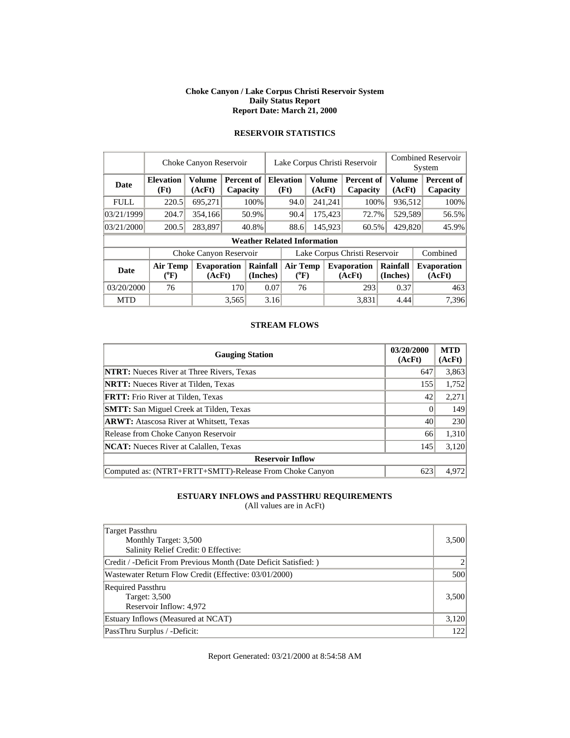**Choke Canyon / Lake Corpus Christi Reservoir System**
**Daily Status Report**
**Report Date: March 21, 2000**

## RESERVOIR STATISTICS

| | Choke Canyon Reservoir | | | Lake Corpus Christi Reservoir | | | Combined Reservoir System | |
|---|---|---|---|---|---|---|---|---|
| **Date** | **Elevation (Ft)** | **Volume (AcFt)** | **Percent of Capacity** | **Elevation (Ft)** | **Volume (AcFt)** | **Percent of Capacity** | **Volume (AcFt)** | **Percent of Capacity** |
| FULL | 220.5 | 695,271 | 100% | 94.0 | 241,241 | 100% | 936,512 | 100% |
| 03/21/1999 | 204.7 | 354,166 | 50.9% | 90.4 | 175,423 | 72.7% | 529,589 | 56.5% |
| 03/21/2000 | 200.5 | 283,897 | 40.8% | 88.6 | 145,923 | 60.5% | 429,820 | 45.9% |

**Weather Related Information**

| | Choke Canyon Reservoir | | | Lake Corpus Christi Reservoir | | | Combined |
|---|---|---|---|---|---|---|---|
| **Date** | **Air Temp (°F)** | **Evaporation (AcFt)** | **Rainfall (Inches)** | **Air Temp (°F)** | **Evaporation (AcFt)** | **Rainfall (Inches)** | **Evaporation (AcFt)** |
| 03/20/2000 | 76 | 170 | 0.07 | 76 | 293 | 0.37 | 463 |
| MTD | | 3,565 | 3.16 | | 3,831 | 4.44 | 7,396 |

## STREAM FLOWS

| Gauging Station | 03/20/2000 (AcFt) | MTD (AcFt) |
|---|---|---|
| **NTRT:** Nueces River at Three Rivers, Texas | 647 | 3,863 |
| **NRTT:** Nueces River at Tilden, Texas | 155 | 1,752 |
| **FRTT:** Frio River at Tilden, Texas | 42 | 2,271 |
| **SMTT:** San Miguel Creek at Tilden, Texas | 0 | 149 |
| **ARWT:** Atascosa River at Whitsett, Texas | 40 | 230 |
| Release from Choke Canyon Reservoir | 66 | 1,310 |
| **NCAT:** Nueces River at Calallen, Texas | 145 | 3,120 |
| **Reservoir Inflow** | | |
| Computed as: (NTRT+FRTT+SMTT)-Release From Choke Canyon | 623 | 4,972 |

## ESTUARY INFLOWS and PASSTHRU REQUIREMENTS

(All values are in AcFt)

| Item | Value |
|---|---|
| Target Passthru<br>Monthly Target: 3,500<br>Salinity Relief Credit: 0 Effective: | 3,500 |
| Credit / -Deficit From Previous Month (Date Deficit Satisfied: ) | 2 |
| Wastewater Return Flow Credit (Effective: 03/01/2000) | 500 |
| Required Passthru<br>Target: 3,500<br>Reservoir Inflow: 4,972 | 3,500 |
| Estuary Inflows (Measured at NCAT) | 3,120 |
| PassThru Surplus / -Deficit: | 122 |

Report Generated: 03/21/2000 at 8:54:58 AM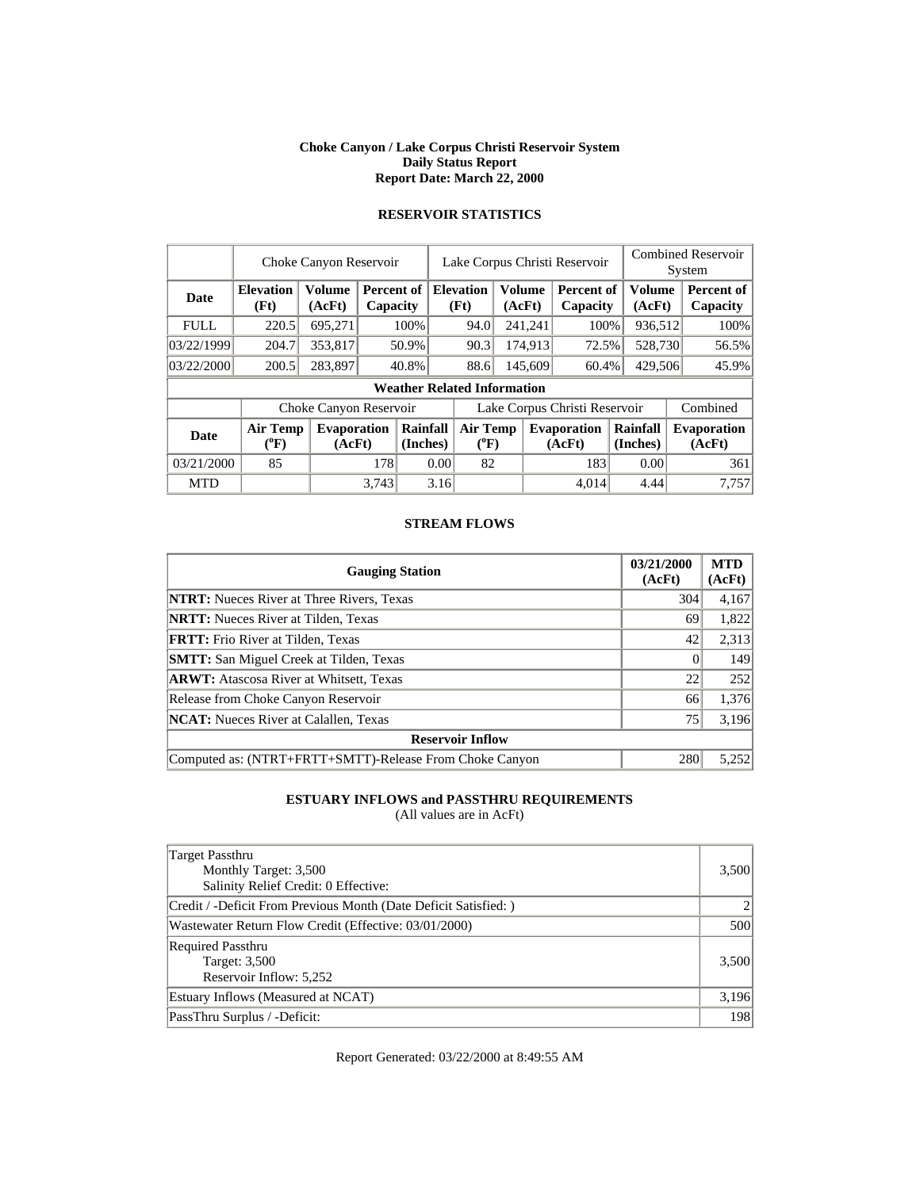**Choke Canyon / Lake Corpus Christi Reservoir System**
**Daily Status Report**
**Report Date: March 22, 2000**

## RESERVOIR STATISTICS

| | Choke Canyon Reservoir | | | Lake Corpus Christi Reservoir | | | Combined Reservoir System | |
|---|---|---|---|---|---|---|---|---|
| **Date** | **Elevation (Ft)** | **Volume (AcFt)** | **Percent of Capacity** | **Elevation (Ft)** | **Volume (AcFt)** | **Percent of Capacity** | **Volume (AcFt)** | **Percent of Capacity** |
| FULL | 220.5 | 695,271 | 100% | 94.0 | 241,241 | 100% | 936,512 | 100% |
| 03/22/1999 | 204.7 | 353,817 | 50.9% | 90.3 | 174,913 | 72.5% | 528,730 | 56.5% |
| 03/22/2000 | 200.5 | 283,897 | 40.8% | 88.6 | 145,609 | 60.4% | 429,506 | 45.9% |

**Weather Related Information**

| | Choke Canyon Reservoir | | | Lake Corpus Christi Reservoir | | | Combined |
|---|---|---|---|---|---|---|---|
| **Date** | **Air Temp (°F)** | **Evaporation (AcFt)** | **Rainfall (Inches)** | **Air Temp (°F)** | **Evaporation (AcFt)** | **Rainfall (Inches)** | **Evaporation (AcFt)** |
| 03/21/2000 | 85 | 178 | 0.00 | 82 | 183 | 0.00 | 361 |
| MTD | | 3,743 | 3.16 | | 4,014 | 4.44 | 7,757 |

## STREAM FLOWS

| Gauging Station | 03/21/2000 (AcFt) | MTD (AcFt) |
|---|---|---|
| **NTRT:** Nueces River at Three Rivers, Texas | 304 | 4,167 |
| **NRTT:** Nueces River at Tilden, Texas | 69 | 1,822 |
| **FRTT:** Frio River at Tilden, Texas | 42 | 2,313 |
| **SMTT:** San Miguel Creek at Tilden, Texas | 0 | 149 |
| **ARWT:** Atascosa River at Whitsett, Texas | 22 | 252 |
| Release from Choke Canyon Reservoir | 66 | 1,376 |
| **NCAT:** Nueces River at Calallen, Texas | 75 | 3,196 |
| **Reservoir Inflow** | | |
| Computed as: (NTRT+FRTT+SMTT)-Release From Choke Canyon | 280 | 5,252 |

## ESTUARY INFLOWS and PASSTHRU REQUIREMENTS
(All values are in AcFt)

| | |
|---|---|
| Target Passthru<br>Monthly Target: 3,500<br>Salinity Relief Credit: 0 Effective: | 3,500 |
| Credit / -Deficit From Previous Month (Date Deficit Satisfied: ) | 2 |
| Wastewater Return Flow Credit (Effective: 03/01/2000) | 500 |
| Required Passthru<br>Target: 3,500<br>Reservoir Inflow: 5,252 | 3,500 |
| Estuary Inflows (Measured at NCAT) | 3,196 |
| PassThru Surplus / -Deficit: | 198 |

Report Generated: 03/22/2000 at 8:49:55 AM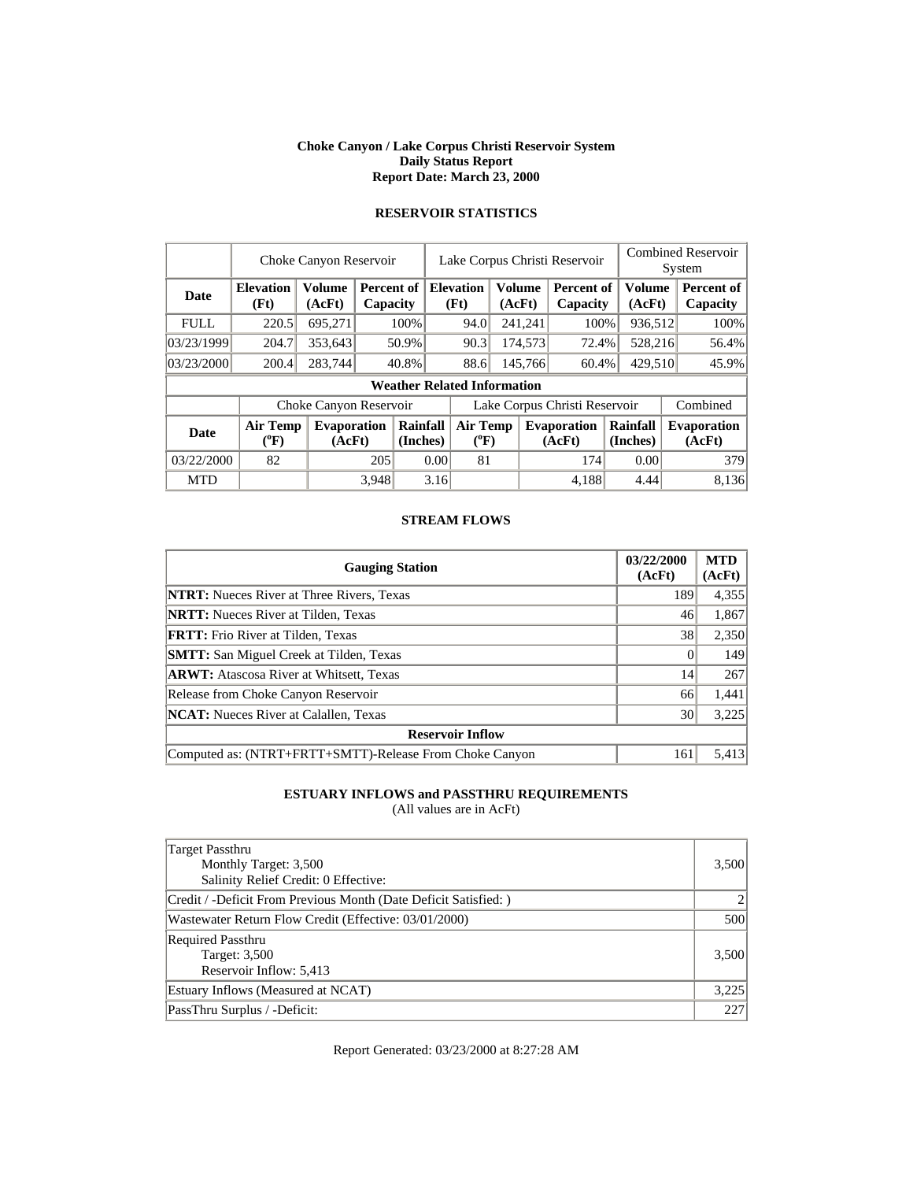**Choke Canyon / Lake Corpus Christi Reservoir System**
**Daily Status Report**
**Report Date: March 23, 2000**

### RESERVOIR STATISTICS

| | Choke Canyon Reservoir | | | Lake Corpus Christi Reservoir | | | Combined Reservoir System | |
|---|---|---|---|---|---|---|---|---|
| **Date** | **Elevation (Ft)** | **Volume (AcFt)** | **Percent of Capacity** | **Elevation (Ft)** | **Volume (AcFt)** | **Percent of Capacity** | **Volume (AcFt)** | **Percent of Capacity** |
| FULL | 220.5 | 695,271 | 100% | 94.0 | 241,241 | 100% | 936,512 | 100% |
| 03/23/1999 | 204.7 | 353,643 | 50.9% | 90.3 | 174,573 | 72.4% | 528,216 | 56.4% |
| 03/23/2000 | 200.4 | 283,744 | 40.8% | 88.6 | 145,766 | 60.4% | 429,510 | 45.9% |

**Weather Related Information**

| | Choke Canyon Reservoir | | | Lake Corpus Christi Reservoir | | | Combined |
|---|---|---|---|---|---|---|---|
| **Date** | **Air Temp (°F)** | **Evaporation (AcFt)** | **Rainfall (Inches)** | **Air Temp (°F)** | **Evaporation (AcFt)** | **Rainfall (Inches)** | **Evaporation (AcFt)** |
| 03/22/2000 | 82 | 205 | 0.00 | 81 | 174 | 0.00 | 379 |
| MTD | | 3,948 | 3.16 | | 4,188 | 4.44 | 8,136 |

### STREAM FLOWS

| Gauging Station | 03/22/2000 (AcFt) | MTD (AcFt) |
|---|---|---|
| **NTRT:** Nueces River at Three Rivers, Texas | 189 | 4,355 |
| **NRTT:** Nueces River at Tilden, Texas | 46 | 1,867 |
| **FRTT:** Frio River at Tilden, Texas | 38 | 2,350 |
| **SMTT:** San Miguel Creek at Tilden, Texas | 0 | 149 |
| **ARWT:** Atascosa River at Whitsett, Texas | 14 | 267 |
| Release from Choke Canyon Reservoir | 66 | 1,441 |
| **NCAT:** Nueces River at Calallen, Texas | 30 | 3,225 |
| **Reservoir Inflow** | | |
| Computed as: (NTRT+FRTT+SMTT)-Release From Choke Canyon | 161 | 5,413 |

### ESTUARY INFLOWS and PASSTHRU REQUIREMENTS

(All values are in AcFt)

| | |
|---|---|
| Target Passthru<br>Monthly Target: 3,500<br>Salinity Relief Credit: 0 Effective: | 3,500 |
| Credit / -Deficit From Previous Month (Date Deficit Satisfied: ) | 2 |
| Wastewater Return Flow Credit (Effective: 03/01/2000) | 500 |
| Required Passthru<br>Target: 3,500<br>Reservoir Inflow: 5,413 | 3,500 |
| Estuary Inflows (Measured at NCAT) | 3,225 |
| PassThru Surplus / -Deficit: | 227 |

Report Generated: 03/23/2000 at 8:27:28 AM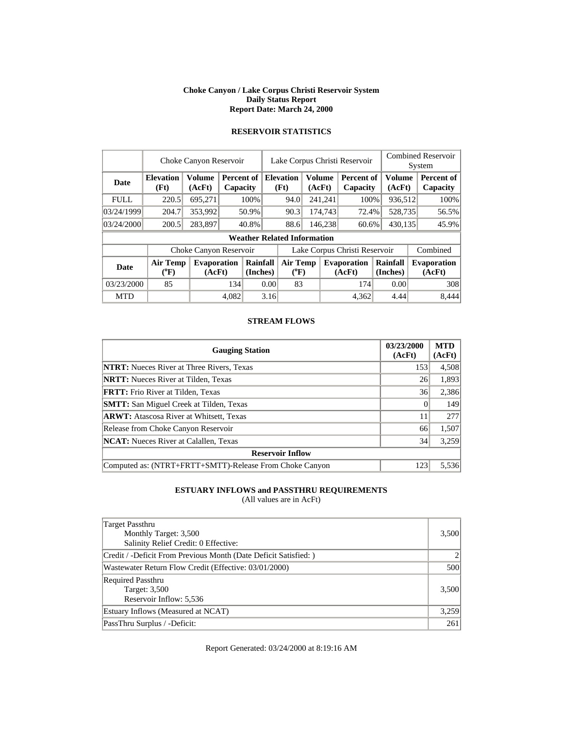**Choke Canyon / Lake Corpus Christi Reservoir System**
**Daily Status Report**
**Report Date: March 24, 2000**

## RESERVOIR STATISTICS

| | Choke Canyon Reservoir | | | Lake Corpus Christi Reservoir | | | Combined Reservoir System | |
|---|---|---|---|---|---|---|---|---|
| **Date** | **Elevation (Ft)** | **Volume (AcFt)** | **Percent of Capacity** | **Elevation (Ft)** | **Volume (AcFt)** | **Percent of Capacity** | **Volume (AcFt)** | **Percent of Capacity** |
| FULL | 220.5 | 695,271 | 100% | 94.0 | 241,241 | 100% | 936,512 | 100% |
| 03/24/1999 | 204.7 | 353,992 | 50.9% | 90.3 | 174,743 | 72.4% | 528,735 | 56.5% |
| 03/24/2000 | 200.5 | 283,897 | 40.8% | 88.6 | 146,238 | 60.6% | 430,135 | 45.9% |

**Weather Related Information**

| | Choke Canyon Reservoir | | | Lake Corpus Christi Reservoir | | | Combined |
|---|---|---|---|---|---|---|---|
| **Date** | **Air Temp (°F)** | **Evaporation (AcFt)** | **Rainfall (Inches)** | **Air Temp (°F)** | **Evaporation (AcFt)** | **Rainfall (Inches)** | **Evaporation (AcFt)** |
| 03/23/2000 | 85 | 134 | 0.00 | 83 | 174 | 0.00 | 308 |
| MTD | | 4,082 | 3.16 | | 4,362 | 4.44 | 8,444 |

## STREAM FLOWS

| Gauging Station | 03/23/2000 (AcFt) | MTD (AcFt) |
|---|---|---|
| **NTRT:** Nueces River at Three Rivers, Texas | 153 | 4,508 |
| **NRTT:** Nueces River at Tilden, Texas | 26 | 1,893 |
| **FRTT:** Frio River at Tilden, Texas | 36 | 2,386 |
| **SMTT:** San Miguel Creek at Tilden, Texas | 0 | 149 |
| **ARWT:** Atascosa River at Whitsett, Texas | 11 | 277 |
| Release from Choke Canyon Reservoir | 66 | 1,507 |
| **NCAT:** Nueces River at Calallen, Texas | 34 | 3,259 |
| **Reservoir Inflow** | | |
| Computed as: (NTRT+FRTT+SMTT)-Release From Choke Canyon | 123 | 5,536 |

## ESTUARY INFLOWS and PASSTHRU REQUIREMENTS

(All values are in AcFt)

| | |
|---|---|
| Target Passthru<br>Monthly Target: 3,500<br>Salinity Relief Credit: 0 Effective: | 3,500 |
| Credit / -Deficit From Previous Month (Date Deficit Satisfied: ) | 2 |
| Wastewater Return Flow Credit (Effective: 03/01/2000) | 500 |
| Required Passthru<br>Target: 3,500<br>Reservoir Inflow: 5,536 | 3,500 |
| Estuary Inflows (Measured at NCAT) | 3,259 |
| PassThru Surplus / -Deficit: | 261 |

Report Generated: 03/24/2000 at 8:19:16 AM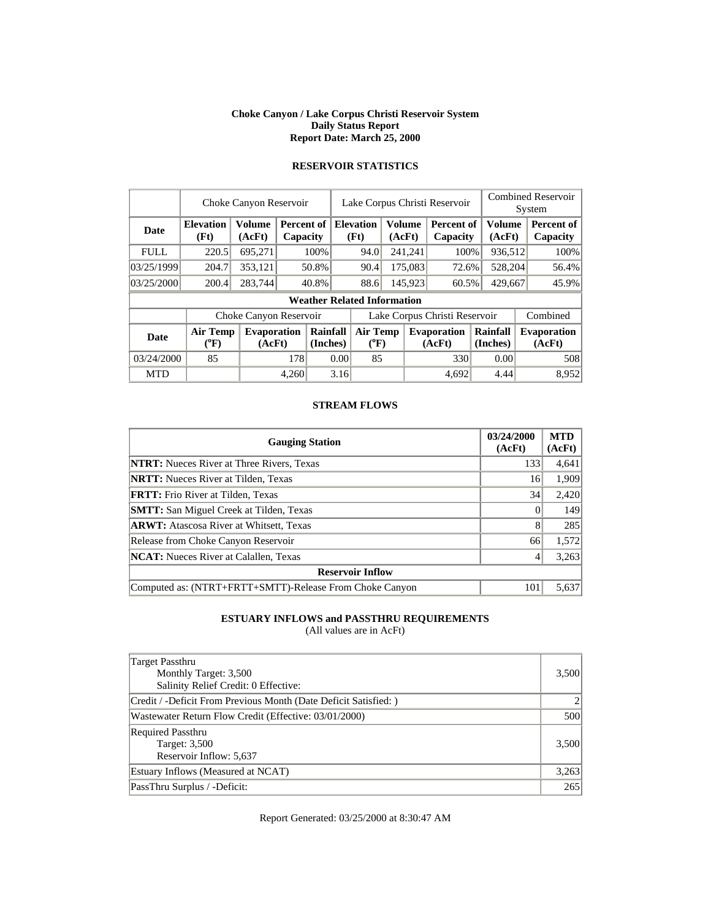**Choke Canyon / Lake Corpus Christi Reservoir System**
**Daily Status Report**
**Report Date: March 25, 2000**

### RESERVOIR STATISTICS

| | Choke Canyon Reservoir | | | Lake Corpus Christi Reservoir | | | Combined Reservoir System | |
|---|---|---|---|---|---|---|---|---|
| **Date** | **Elevation (Ft)** | **Volume (AcFt)** | **Percent of Capacity** | **Elevation (Ft)** | **Volume (AcFt)** | **Percent of Capacity** | **Volume (AcFt)** | **Percent of Capacity** |
| FULL | 220.5 | 695,271 | 100% | 94.0 | 241,241 | 100% | 936,512 | 100% |
| 03/25/1999 | 204.7 | 353,121 | 50.8% | 90.4 | 175,083 | 72.6% | 528,204 | 56.4% |
| 03/25/2000 | 200.4 | 283,744 | 40.8% | 88.6 | 145,923 | 60.5% | 429,667 | 45.9% |

**Weather Related Information**

| | Choke Canyon Reservoir | | | Lake Corpus Christi Reservoir | | | Combined |
|---|---|---|---|---|---|---|---|
| **Date** | **Air Temp (°F)** | **Evaporation (AcFt)** | **Rainfall (Inches)** | **Air Temp (°F)** | **Evaporation (AcFt)** | **Rainfall (Inches)** | **Evaporation (AcFt)** |
| 03/24/2000 | 85 | 178 | 0.00 | 85 | 330 | 0.00 | 508 |
| MTD | | 4,260 | 3.16 | | 4,692 | 4.44 | 8,952 |

### STREAM FLOWS

| Gauging Station | 03/24/2000 (AcFt) | MTD (AcFt) |
|---|---|---|
| **NTRT:** Nueces River at Three Rivers, Texas | 133 | 4,641 |
| **NRTT:** Nueces River at Tilden, Texas | 16 | 1,909 |
| **FRTT:** Frio River at Tilden, Texas | 34 | 2,420 |
| **SMTT:** San Miguel Creek at Tilden, Texas | 0 | 149 |
| **ARWT:** Atascosa River at Whitsett, Texas | 8 | 285 |
| Release from Choke Canyon Reservoir | 66 | 1,572 |
| **NCAT:** Nueces River at Calallen, Texas | 4 | 3,263 |
| **Reservoir Inflow** | | |
| Computed as: (NTRT+FRTT+SMTT)-Release From Choke Canyon | 101 | 5,637 |

### ESTUARY INFLOWS and PASSTHRU REQUIREMENTS
(All values are in AcFt)

| | |
|---|---|
| Target Passthru<br>Monthly Target: 3,500<br>Salinity Relief Credit: 0 Effective: | 3,500 |
| Credit / -Deficit From Previous Month (Date Deficit Satisfied: ) | 2 |
| Wastewater Return Flow Credit (Effective: 03/01/2000) | 500 |
| Required Passthru<br>Target: 3,500<br>Reservoir Inflow: 5,637 | 3,500 |
| Estuary Inflows (Measured at NCAT) | 3,263 |
| PassThru Surplus / -Deficit: | 265 |

Report Generated: 03/25/2000 at 8:30:47 AM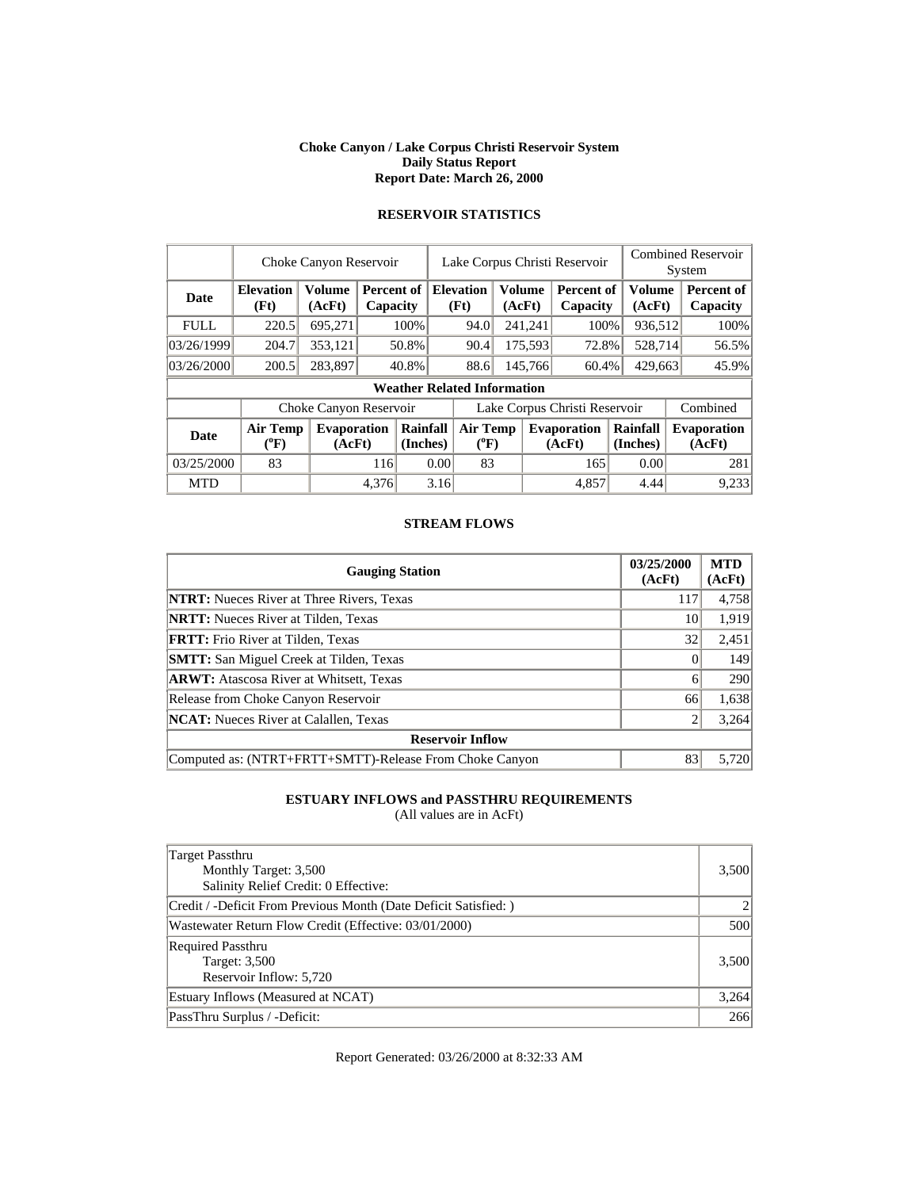**Choke Canyon / Lake Corpus Christi Reservoir System**
**Daily Status Report**
**Report Date: March 26, 2000**

### RESERVOIR STATISTICS

| | Choke Canyon Reservoir | | | Lake Corpus Christi Reservoir | | | Combined Reservoir System | |
|---|---|---|---|---|---|---|---|---|
| **Date** | **Elevation (Ft)** | **Volume (AcFt)** | **Percent of Capacity** | **Elevation (Ft)** | **Volume (AcFt)** | **Percent of Capacity** | **Volume (AcFt)** | **Percent of Capacity** |
| FULL | 220.5 | 695,271 | 100% | 94.0 | 241,241 | 100% | 936,512 | 100% |
| 03/26/1999 | 204.7 | 353,121 | 50.8% | 90.4 | 175,593 | 72.8% | 528,714 | 56.5% |
| 03/26/2000 | 200.5 | 283,897 | 40.8% | 88.6 | 145,766 | 60.4% | 429,663 | 45.9% |

**Weather Related Information**

| | Choke Canyon Reservoir | | | Lake Corpus Christi Reservoir | | | Combined |
|---|---|---|---|---|---|---|---|
| **Date** | **Air Temp (°F)** | **Evaporation (AcFt)** | **Rainfall (Inches)** | **Air Temp (°F)** | **Evaporation (AcFt)** | **Rainfall (Inches)** | **Evaporation (AcFt)** |
| 03/25/2000 | 83 | 116 | 0.00 | 83 | 165 | 0.00 | 281 |
| MTD | | 4,376 | 3.16 | | 4,857 | 4.44 | 9,233 |

### STREAM FLOWS

| Gauging Station | 03/25/2000 (AcFt) | MTD (AcFt) |
|---|---|---|
| **NTRT:** Nueces River at Three Rivers, Texas | 117 | 4,758 |
| **NRTT:** Nueces River at Tilden, Texas | 10 | 1,919 |
| **FRTT:** Frio River at Tilden, Texas | 32 | 2,451 |
| **SMTT:** San Miguel Creek at Tilden, Texas | 0 | 149 |
| **ARWT:** Atascosa River at Whitsett, Texas | 6 | 290 |
| Release from Choke Canyon Reservoir | 66 | 1,638 |
| **NCAT:** Nueces River at Calallen, Texas | 2 | 3,264 |
| **Reservoir Inflow** | | |
| Computed as: (NTRT+FRTT+SMTT)-Release From Choke Canyon | 83 | 5,720 |

### ESTUARY INFLOWS and PASSTHRU REQUIREMENTS

(All values are in AcFt)

| | |
|---|---|
| Target Passthru<br>Monthly Target: 3,500<br>Salinity Relief Credit: 0 Effective: | 3,500 |
| Credit / -Deficit From Previous Month (Date Deficit Satisfied: ) | 2 |
| Wastewater Return Flow Credit (Effective: 03/01/2000) | 500 |
| Required Passthru<br>Target: 3,500<br>Reservoir Inflow: 5,720 | 3,500 |
| Estuary Inflows (Measured at NCAT) | 3,264 |
| PassThru Surplus / -Deficit: | 266 |

Report Generated: 03/26/2000 at 8:32:33 AM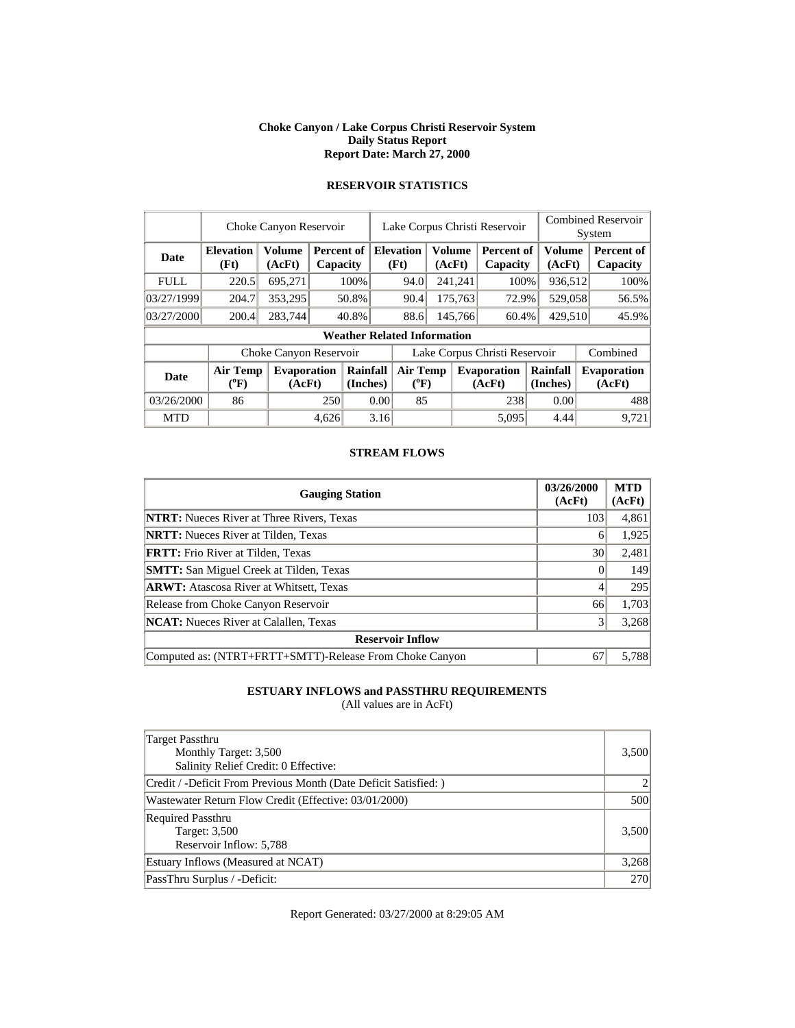**Choke Canyon / Lake Corpus Christi Reservoir System**
**Daily Status Report**
**Report Date: March 27, 2000**

## RESERVOIR STATISTICS

| | Choke Canyon Reservoir | | | Lake Corpus Christi Reservoir | | | Combined Reservoir System | |
|---|---|---|---|---|---|---|---|---|
| **Date** | **Elevation (Ft)** | **Volume (AcFt)** | **Percent of Capacity** | **Elevation (Ft)** | **Volume (AcFt)** | **Percent of Capacity** | **Volume (AcFt)** | **Percent of Capacity** |
| FULL | 220.5 | 695,271 | 100% | 94.0 | 241,241 | 100% | 936,512 | 100% |
| 03/27/1999 | 204.7 | 353,295 | 50.8% | 90.4 | 175,763 | 72.9% | 529,058 | 56.5% |
| 03/27/2000 | 200.4 | 283,744 | 40.8% | 88.6 | 145,766 | 60.4% | 429,510 | 45.9% |

**Weather Related Information**

| | Choke Canyon Reservoir | | | Lake Corpus Christi Reservoir | | | Combined |
|---|---|---|---|---|---|---|---|
| **Date** | **Air Temp (°F)** | **Evaporation (AcFt)** | **Rainfall (Inches)** | **Air Temp (°F)** | **Evaporation (AcFt)** | **Rainfall (Inches)** | **Evaporation (AcFt)** |
| 03/26/2000 | 86 | 250 | 0.00 | 85 | 238 | 0.00 | 488 |
| MTD | | 4,626 | 3.16 | | 5,095 | 4.44 | 9,721 |

## STREAM FLOWS

| Gauging Station | 03/26/2000 (AcFt) | MTD (AcFt) |
|---|---|---|
| **NTRT:** Nueces River at Three Rivers, Texas | 103 | 4,861 |
| **NRTT:** Nueces River at Tilden, Texas | 6 | 1,925 |
| **FRTT:** Frio River at Tilden, Texas | 30 | 2,481 |
| **SMTT:** San Miguel Creek at Tilden, Texas | 0 | 149 |
| **ARWT:** Atascosa River at Whitsett, Texas | 4 | 295 |
| Release from Choke Canyon Reservoir | 66 | 1,703 |
| **NCAT:** Nueces River at Calallen, Texas | 3 | 3,268 |
| **Reservoir Inflow** | | |
| Computed as: (NTRT+FRTT+SMTT)-Release From Choke Canyon | 67 | 5,788 |

## ESTUARY INFLOWS and PASSTHRU REQUIREMENTS

(All values are in AcFt)

| | |
|---|---|
| Target Passthru<br>Monthly Target: 3,500<br>Salinity Relief Credit: 0 Effective: | 3,500 |
| Credit / -Deficit From Previous Month (Date Deficit Satisfied: ) | 2 |
| Wastewater Return Flow Credit (Effective: 03/01/2000) | 500 |
| Required Passthru<br>Target: 3,500<br>Reservoir Inflow: 5,788 | 3,500 |
| Estuary Inflows (Measured at NCAT) | 3,268 |
| PassThru Surplus / -Deficit: | 270 |

Report Generated: 03/27/2000 at 8:29:05 AM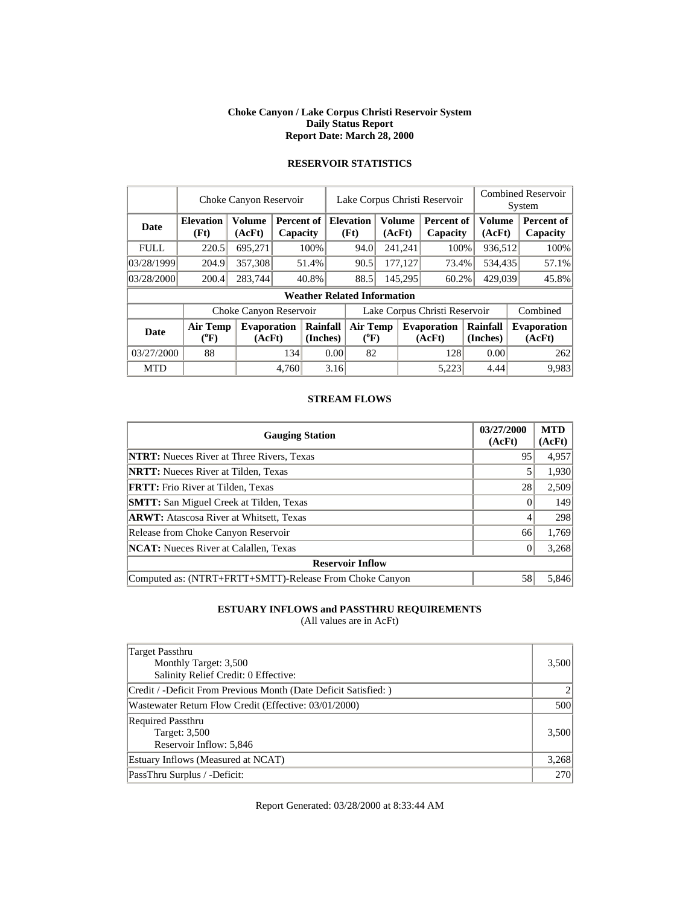**Choke Canyon / Lake Corpus Christi Reservoir System**
**Daily Status Report**
**Report Date: March 28, 2000**

## RESERVOIR STATISTICS

| | Choke Canyon Reservoir | | | Lake Corpus Christi Reservoir | | | Combined Reservoir System | |
|---|---|---|---|---|---|---|---|---|
| **Date** | **Elevation (Ft)** | **Volume (AcFt)** | **Percent of Capacity** | **Elevation (Ft)** | **Volume (AcFt)** | **Percent of Capacity** | **Volume (AcFt)** | **Percent of Capacity** |
| FULL | 220.5 | 695,271 | 100% | 94.0 | 241,241 | 100% | 936,512 | 100% |
| 03/28/1999 | 204.9 | 357,308 | 51.4% | 90.5 | 177,127 | 73.4% | 534,435 | 57.1% |
| 03/28/2000 | 200.4 | 283,744 | 40.8% | 88.5 | 145,295 | 60.2% | 429,039 | 45.8% |

**Weather Related Information**

| | Choke Canyon Reservoir | | | Lake Corpus Christi Reservoir | | | Combined |
|---|---|---|---|---|---|---|---|
| **Date** | **Air Temp (°F)** | **Evaporation (AcFt)** | **Rainfall (Inches)** | **Air Temp (°F)** | **Evaporation (AcFt)** | **Rainfall (Inches)** | **Evaporation (AcFt)** |
| 03/27/2000 | 88 | 134 | 0.00 | 82 | 128 | 0.00 | 262 |
| MTD | | 4,760 | 3.16 | | 5,223 | 4.44 | 9,983 |

## STREAM FLOWS

| Gauging Station | 03/27/2000 (AcFt) | MTD (AcFt) |
|---|---|---|
| **NTRT:** Nueces River at Three Rivers, Texas | 95 | 4,957 |
| **NRTT:** Nueces River at Tilden, Texas | 5 | 1,930 |
| **FRTT:** Frio River at Tilden, Texas | 28 | 2,509 |
| **SMTT:** San Miguel Creek at Tilden, Texas | 0 | 149 |
| **ARWT:** Atascosa River at Whitsett, Texas | 4 | 298 |
| Release from Choke Canyon Reservoir | 66 | 1,769 |
| **NCAT:** Nueces River at Calallen, Texas | 0 | 3,268 |
| **Reservoir Inflow** | | |
| Computed as: (NTRT+FRTT+SMTT)-Release From Choke Canyon | 58 | 5,846 |

## ESTUARY INFLOWS and PASSTHRU REQUIREMENTS

(All values are in AcFt)

| | |
|---|---|
| Target Passthru<br>Monthly Target: 3,500<br>Salinity Relief Credit: 0 Effective: | 3,500 |
| Credit / -Deficit From Previous Month (Date Deficit Satisfied: ) | 2 |
| Wastewater Return Flow Credit (Effective: 03/01/2000) | 500 |
| Required Passthru<br>Target: 3,500<br>Reservoir Inflow: 5,846 | 3,500 |
| Estuary Inflows (Measured at NCAT) | 3,268 |
| PassThru Surplus / -Deficit: | 270 |

Report Generated: 03/28/2000 at 8:33:44 AM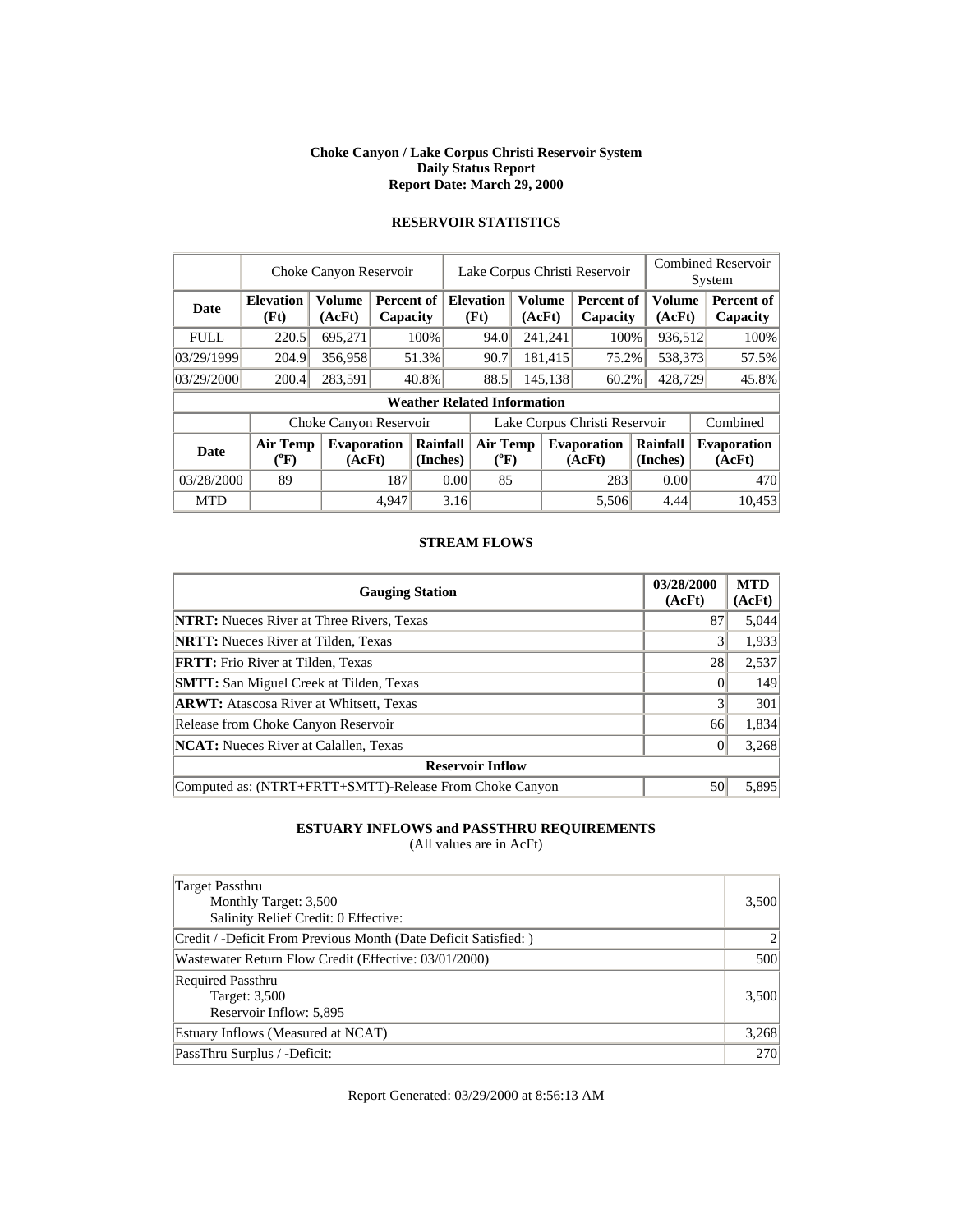**Choke Canyon / Lake Corpus Christi Reservoir System**
**Daily Status Report**
**Report Date: March 29, 2000**

## RESERVOIR STATISTICS

| | Choke Canyon Reservoir | | | Lake Corpus Christi Reservoir | | | Combined Reservoir System | |
|---|---|---|---|---|---|---|---|---|
| **Date** | **Elevation (Ft)** | **Volume (AcFt)** | **Percent of Capacity** | **Elevation (Ft)** | **Volume (AcFt)** | **Percent of Capacity** | **Volume (AcFt)** | **Percent of Capacity** |
| FULL | 220.5 | 695,271 | 100% | 94.0 | 241,241 | 100% | 936,512 | 100% |
| 03/29/1999 | 204.9 | 356,958 | 51.3% | 90.7 | 181,415 | 75.2% | 538,373 | 57.5% |
| 03/29/2000 | 200.4 | 283,591 | 40.8% | 88.5 | 145,138 | 60.2% | 428,729 | 45.8% |

**Weather Related Information**

| | Choke Canyon Reservoir | | | Lake Corpus Christi Reservoir | | | Combined |
|---|---|---|---|---|---|---|---|
| **Date** | **Air Temp (°F)** | **Evaporation (AcFt)** | **Rainfall (Inches)** | **Air Temp (°F)** | **Evaporation (AcFt)** | **Rainfall (Inches)** | **Evaporation (AcFt)** |
| 03/28/2000 | 89 | 187 | 0.00 | 85 | 283 | 0.00 | 470 |
| MTD | | 4,947 | 3.16 | | 5,506 | 4.44 | 10,453 |

## STREAM FLOWS

| Gauging Station | 03/28/2000 (AcFt) | MTD (AcFt) |
|---|---|---|
| **NTRT:** Nueces River at Three Rivers, Texas | 87 | 5,044 |
| **NRTT:** Nueces River at Tilden, Texas | 3 | 1,933 |
| **FRTT:** Frio River at Tilden, Texas | 28 | 2,537 |
| **SMTT:** San Miguel Creek at Tilden, Texas | 0 | 149 |
| **ARWT:** Atascosa River at Whitsett, Texas | 3 | 301 |
| Release from Choke Canyon Reservoir | 66 | 1,834 |
| **NCAT:** Nueces River at Calallen, Texas | 0 | 3,268 |
| **Reservoir Inflow** | | |
| Computed as: (NTRT+FRTT+SMTT)-Release From Choke Canyon | 50 | 5,895 |

## ESTUARY INFLOWS and PASSTHRU REQUIREMENTS

(All values are in AcFt)

| | |
|---|---|
| Target Passthru<br>Monthly Target: 3,500<br>Salinity Relief Credit: 0 Effective: | 3,500 |
| Credit / -Deficit From Previous Month (Date Deficit Satisfied: ) | 2 |
| Wastewater Return Flow Credit (Effective: 03/01/2000) | 500 |
| Required Passthru<br>Target: 3,500<br>Reservoir Inflow: 5,895 | 3,500 |
| Estuary Inflows (Measured at NCAT) | 3,268 |
| PassThru Surplus / -Deficit: | 270 |

Report Generated: 03/29/2000 at 8:56:13 AM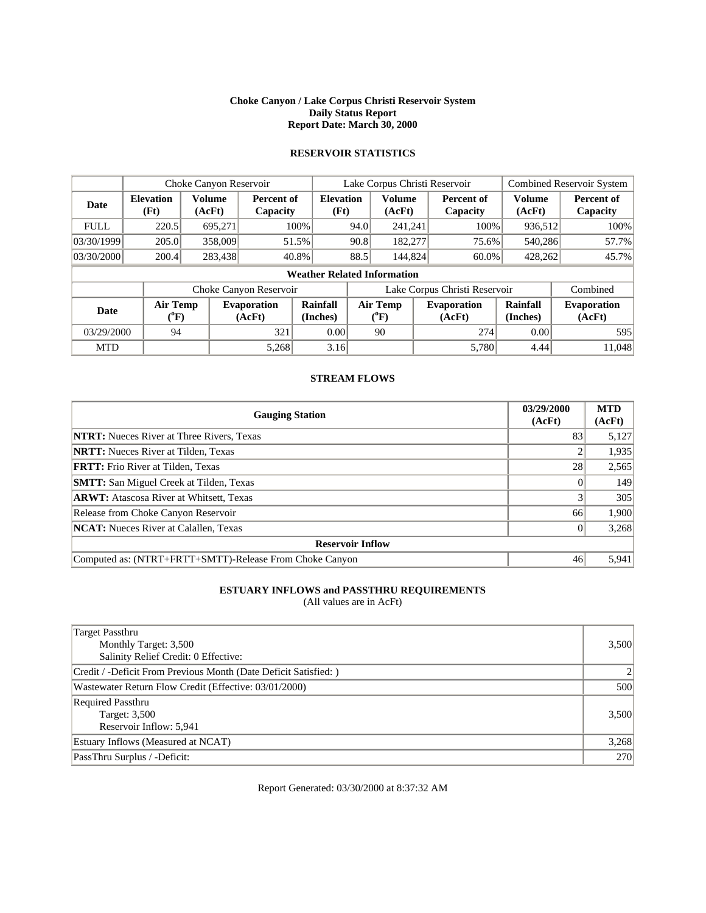**Choke Canyon / Lake Corpus Christi Reservoir System**
**Daily Status Report**
**Report Date: March 30, 2000**

## RESERVOIR STATISTICS

| | Choke Canyon Reservoir | | | Lake Corpus Christi Reservoir | | | Combined Reservoir System | |
|---|---|---|---|---|---|---|---|---|
| **Date** | **Elevation (Ft)** | **Volume (AcFt)** | **Percent of Capacity** | **Elevation (Ft)** | **Volume (AcFt)** | **Percent of Capacity** | **Volume (AcFt)** | **Percent of Capacity** |
| FULL | 220.5 | 695,271 | 100% | 94.0 | 241,241 | 100% | 936,512 | 100% |
| 03/30/1999 | 205.0 | 358,009 | 51.5% | 90.8 | 182,277 | 75.6% | 540,286 | 57.7% |
| 03/30/2000 | 200.4 | 283,438 | 40.8% | 88.5 | 144,824 | 60.0% | 428,262 | 45.7% |

**Weather Related Information**

| | Choke Canyon Reservoir | | | Lake Corpus Christi Reservoir | | | Combined |
|---|---|---|---|---|---|---|---|
| **Date** | **Air Temp (°F)** | **Evaporation (AcFt)** | **Rainfall (Inches)** | **Air Temp (°F)** | **Evaporation (AcFt)** | **Rainfall (Inches)** | **Evaporation (AcFt)** |
| 03/29/2000 | 94 | 321 | 0.00 | 90 | 274 | 0.00 | 595 |
| MTD | | 5,268 | 3.16 | | 5,780 | 4.44 | 11,048 |

## STREAM FLOWS

| Gauging Station | 03/29/2000 (AcFt) | MTD (AcFt) |
|---|---|---|
| **NTRT:** Nueces River at Three Rivers, Texas | 83 | 5,127 |
| **NRTT:** Nueces River at Tilden, Texas | 2 | 1,935 |
| **FRTT:** Frio River at Tilden, Texas | 28 | 2,565 |
| **SMTT:** San Miguel Creek at Tilden, Texas | 0 | 149 |
| **ARWT:** Atascosa River at Whitsett, Texas | 3 | 305 |
| Release from Choke Canyon Reservoir | 66 | 1,900 |
| **NCAT:** Nueces River at Calallen, Texas | 0 | 3,268 |
| **Reservoir Inflow** | | |
| Computed as: (NTRT+FRTT+SMTT)-Release From Choke Canyon | 46 | 5,941 |

## ESTUARY INFLOWS and PASSTHRU REQUIREMENTS

(All values are in AcFt)

| | |
|---|---|
| Target Passthru<br>Monthly Target: 3,500<br>Salinity Relief Credit: 0 Effective: | 3,500 |
| Credit / -Deficit From Previous Month (Date Deficit Satisfied: ) | 2 |
| Wastewater Return Flow Credit (Effective: 03/01/2000) | 500 |
| Required Passthru<br>Target: 3,500<br>Reservoir Inflow: 5,941 | 3,500 |
| Estuary Inflows (Measured at NCAT) | 3,268 |
| PassThru Surplus / -Deficit: | 270 |

Report Generated: 03/30/2000 at 8:37:32 AM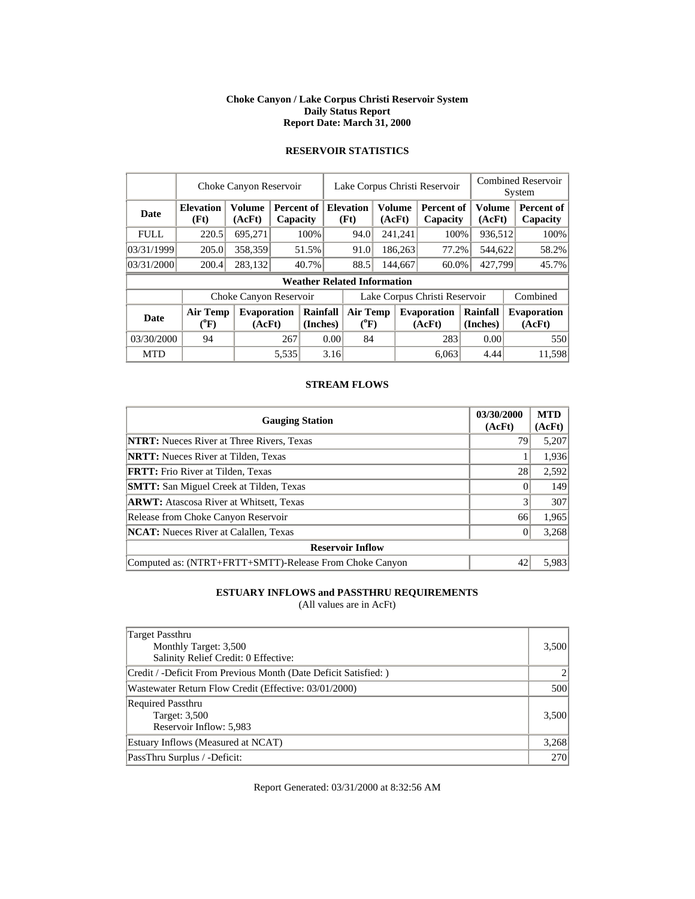# Choke Canyon / Lake Corpus Christi Reservoir System
## Daily Status Report
## Report Date: March 31, 2000

### RESERVOIR STATISTICS

| | Choke Canyon Reservoir | | | Lake Corpus Christi Reservoir | | | Combined Reservoir System | |
|---|---|---|---|---|---|---|---|---|
| **Date** | **Elevation (Ft)** | **Volume (AcFt)** | **Percent of Capacity** | **Elevation (Ft)** | **Volume (AcFt)** | **Percent of Capacity** | **Volume (AcFt)** | **Percent of Capacity** |
| FULL | 220.5 | 695,271 | 100% | 94.0 | 241,241 | 100% | 936,512 | 100% |
| 03/31/1999 | 205.0 | 358,359 | 51.5% | 91.0 | 186,263 | 77.2% | 544,622 | 58.2% |
| 03/31/2000 | 200.4 | 283,132 | 40.7% | 88.5 | 144,667 | 60.0% | 427,799 | 45.7% |

**Weather Related Information**

| | Choke Canyon Reservoir | | | Lake Corpus Christi Reservoir | | | Combined |
|---|---|---|---|---|---|---|---|
| **Date** | **Air Temp (°F)** | **Evaporation (AcFt)** | **Rainfall (Inches)** | **Air Temp (°F)** | **Evaporation (AcFt)** | **Rainfall (Inches)** | **Evaporation (AcFt)** |
| 03/30/2000 | 94 | 267 | 0.00 | 84 | 283 | 0.00 | 550 |
| MTD | | 5,535 | 3.16 | | 6,063 | 4.44 | 11,598 |

### STREAM FLOWS

| Gauging Station | 03/30/2000 (AcFt) | MTD (AcFt) |
|---|---|---|
| **NTRT:** Nueces River at Three Rivers, Texas | 79 | 5,207 |
| **NRTT:** Nueces River at Tilden, Texas | 1 | 1,936 |
| **FRTT:** Frio River at Tilden, Texas | 28 | 2,592 |
| **SMTT:** San Miguel Creek at Tilden, Texas | 0 | 149 |
| **ARWT:** Atascosa River at Whitsett, Texas | 3 | 307 |
| Release from Choke Canyon Reservoir | 66 | 1,965 |
| **NCAT:** Nueces River at Calallen, Texas | 0 | 3,268 |
| **Reservoir Inflow** | | |
| Computed as: (NTRT+FRTT+SMTT)-Release From Choke Canyon | 42 | 5,983 |

### ESTUARY INFLOWS and PASSTHRU REQUIREMENTS
(All values are in AcFt)

| | |
|---|---|
| Target Passthru<br>Monthly Target: 3,500<br>Salinity Relief Credit: 0 Effective: | 3,500 |
| Credit / -Deficit From Previous Month (Date Deficit Satisfied: ) | 2 |
| Wastewater Return Flow Credit (Effective: 03/01/2000) | 500 |
| Required Passthru<br>Target: 3,500<br>Reservoir Inflow: 5,983 | 3,500 |
| Estuary Inflows (Measured at NCAT) | 3,268 |
| PassThru Surplus / -Deficit: | 270 |

Report Generated: 03/31/2000 at 8:32:56 AM